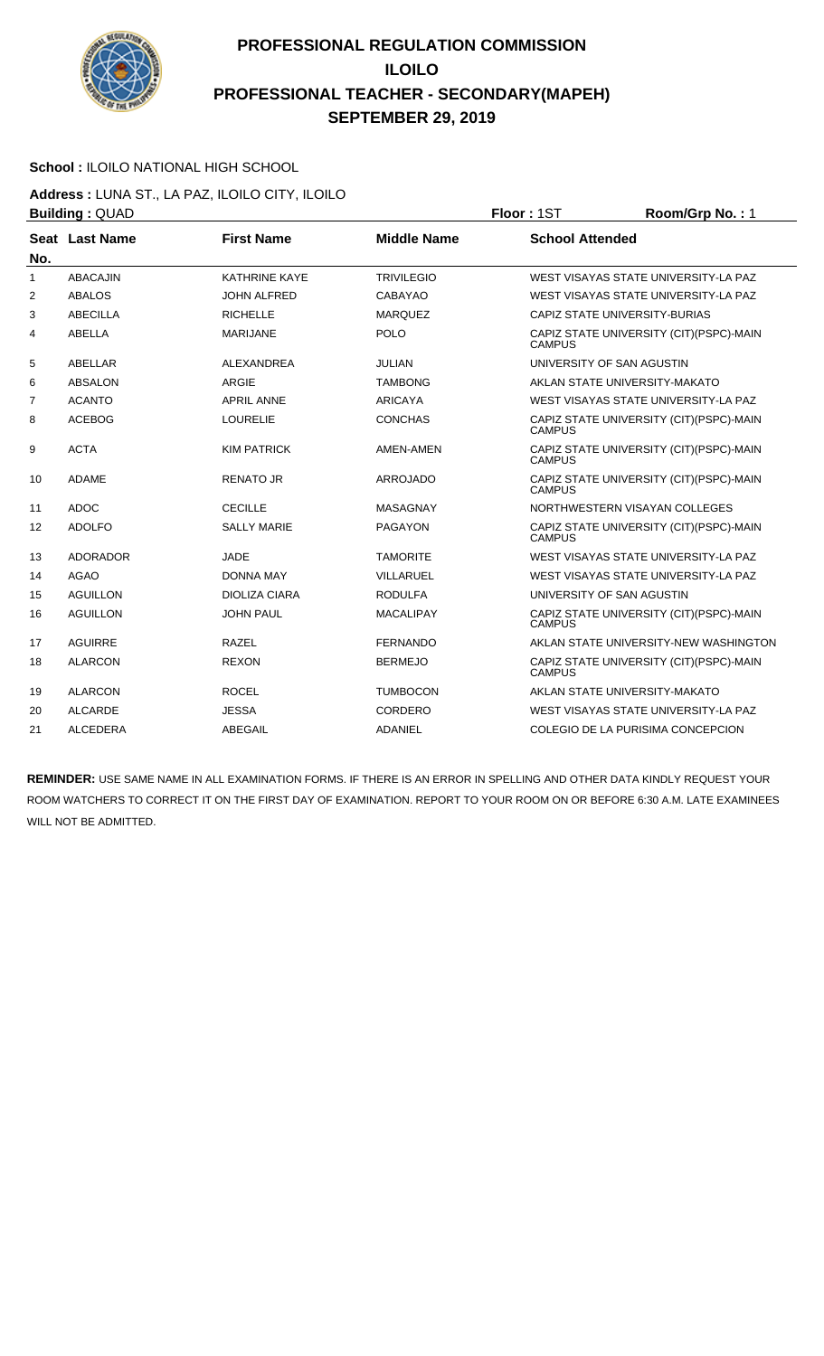# PROFESSIONAL REGULATION COMMISSION
# ILOILO
# PROFESSIONAL TEACHER - SECONDARY(MAPEH)
# SEPTEMBER 29, 2019

**School :** ILOILO NATIONAL HIGH SCHOOL

**Address :** LUNA ST., LA PAZ, ILOILO CITY, ILOILO

**Building :** QUAD **Floor :** 1ST **Room/Grp No. :** 1

| Seat No. | Last Name | First Name | Middle Name | School Attended |
|---|---|---|---|---|
| 1 | ABACAJIN | KATHRINE KAYE | TRIVILEGIO | WEST VISAYAS STATE UNIVERSITY-LA PAZ |
| 2 | ABALOS | JOHN ALFRED | CABAYAO | WEST VISAYAS STATE UNIVERSITY-LA PAZ |
| 3 | ABECILLA | RICHELLE | MARQUEZ | CAPIZ STATE UNIVERSITY-BURIAS |
| 4 | ABELLA | MARIJANE | POLO | CAPIZ STATE UNIVERSITY (CIT)(PSPC)-MAIN CAMPUS |
| 5 | ABELLAR | ALEXANDREA | JULIAN | UNIVERSITY OF SAN AGUSTIN |
| 6 | ABSALON | ARGIE | TAMBONG | AKLAN STATE UNIVERSITY-MAKATO |
| 7 | ACANTO | APRIL ANNE | ARICAYA | WEST VISAYAS STATE UNIVERSITY-LA PAZ |
| 8 | ACEBOG | LOURELIE | CONCHAS | CAPIZ STATE UNIVERSITY (CIT)(PSPC)-MAIN CAMPUS |
| 9 | ACTA | KIM PATRICK | AMEN-AMEN | CAPIZ STATE UNIVERSITY (CIT)(PSPC)-MAIN CAMPUS |
| 10 | ADAME | RENATO JR | ARROJADO | CAPIZ STATE UNIVERSITY (CIT)(PSPC)-MAIN CAMPUS |
| 11 | ADOC | CECILLE | MASAGNAY | NORTHWESTERN VISAYAN COLLEGES |
| 12 | ADOLFO | SALLY MARIE | PAGAYON | CAPIZ STATE UNIVERSITY (CIT)(PSPC)-MAIN CAMPUS |
| 13 | ADORADOR | JADE | TAMORITE | WEST VISAYAS STATE UNIVERSITY-LA PAZ |
| 14 | AGAO | DONNA MAY | VILLARUEL | WEST VISAYAS STATE UNIVERSITY-LA PAZ |
| 15 | AGUILLON | DIOLIZA CIARA | RODULFA | UNIVERSITY OF SAN AGUSTIN |
| 16 | AGUILLON | JOHN PAUL | MACALIPAY | CAPIZ STATE UNIVERSITY (CIT)(PSPC)-MAIN CAMPUS |
| 17 | AGUIRRE | RAZEL | FERNANDO | AKLAN STATE UNIVERSITY-NEW WASHINGTON |
| 18 | ALARCON | REXON | BERMEJO | CAPIZ STATE UNIVERSITY (CIT)(PSPC)-MAIN CAMPUS |
| 19 | ALARCON | ROCEL | TUMBOCON | AKLAN STATE UNIVERSITY-MAKATO |
| 20 | ALCARDE | JESSA | CORDERO | WEST VISAYAS STATE UNIVERSITY-LA PAZ |
| 21 | ALCEDERA | ABEGAIL | ADANIEL | COLEGIO DE LA PURISIMA CONCEPCION |

**REMINDER:** USE SAME NAME IN ALL EXAMINATION FORMS. IF THERE IS AN ERROR IN SPELLING AND OTHER DATA KINDLY REQUEST YOUR ROOM WATCHERS TO CORRECT IT ON THE FIRST DAY OF EXAMINATION. REPORT TO YOUR ROOM ON OR BEFORE 6:30 A.M. LATE EXAMINEES WILL NOT BE ADMITTED.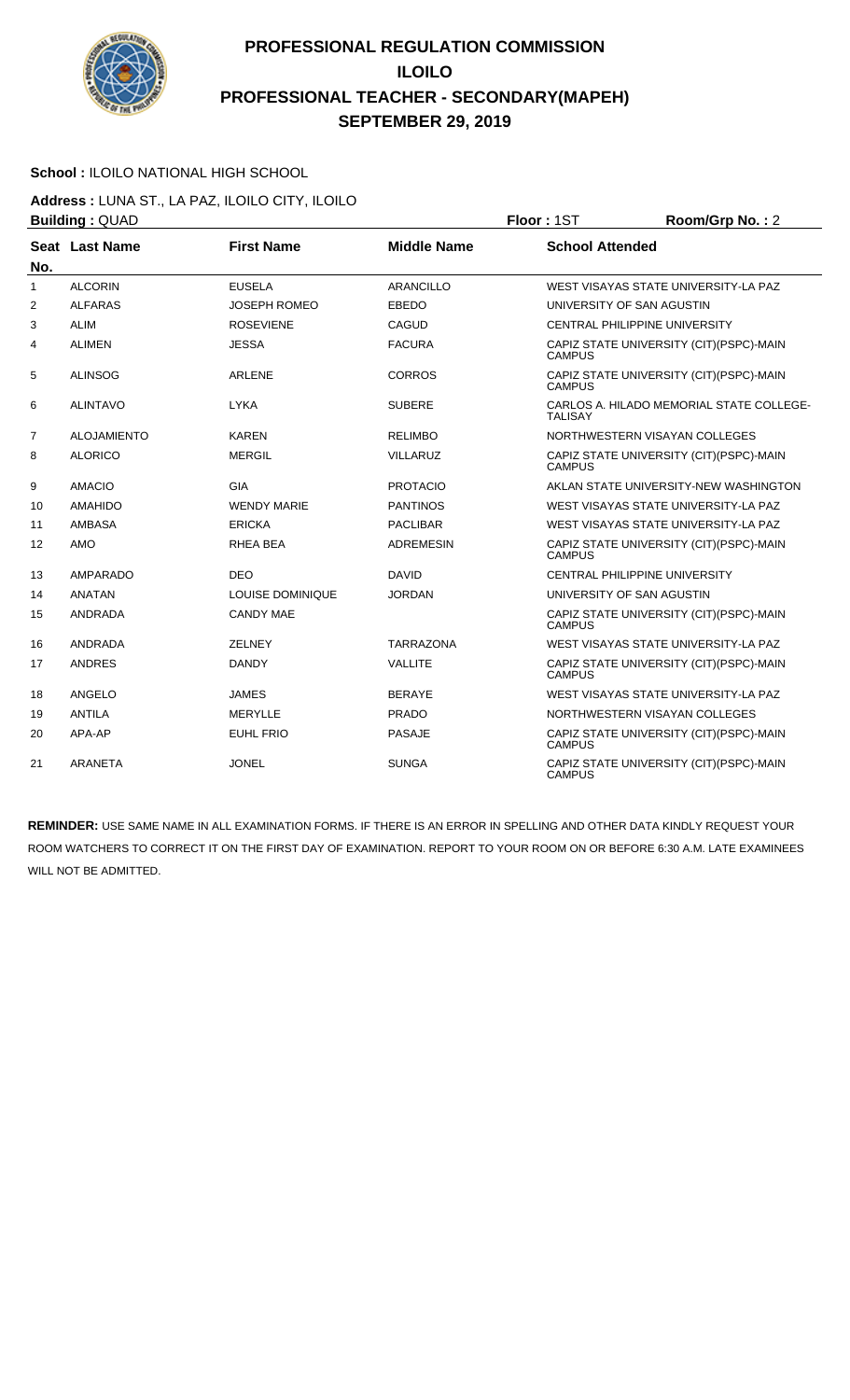# PROFESSIONAL REGULATION COMMISSION
# ILOILO
# PROFESSIONAL TEACHER - SECONDARY(MAPEH)
# SEPTEMBER 29, 2019

**School :** ILOILO NATIONAL HIGH SCHOOL

**Address :** LUNA ST., LA PAZ, ILOILO CITY, ILOILO

**Building :** QUAD **Floor :** 1ST **Room/Grp No. :** 2

| Seat No. | Last Name | First Name | Middle Name | School Attended |
|---|---|---|---|---|
| 1 | ALCORIN | EUSELA | ARANCILLO | WEST VISAYAS STATE UNIVERSITY-LA PAZ |
| 2 | ALFARAS | JOSEPH ROMEO | EBEDO | UNIVERSITY OF SAN AGUSTIN |
| 3 | ALIM | ROSEVIENE | CAGUD | CENTRAL PHILIPPINE UNIVERSITY |
| 4 | ALIMEN | JESSA | FACURA | CAPIZ STATE UNIVERSITY (CIT)(PSPC)-MAIN CAMPUS |
| 5 | ALINSOG | ARLENE | CORROS | CAPIZ STATE UNIVERSITY (CIT)(PSPC)-MAIN CAMPUS |
| 6 | ALINTAVO | LYKA | SUBERE | CARLOS A. HILADO MEMORIAL STATE COLLEGE-TALISAY |
| 7 | ALOJAMIENTO | KAREN | RELIMBO | NORTHWESTERN VISAYAN COLLEGES |
| 8 | ALORICO | MERGIL | VILLARUZ | CAPIZ STATE UNIVERSITY (CIT)(PSPC)-MAIN CAMPUS |
| 9 | AMACIO | GIA | PROTACIO | AKLAN STATE UNIVERSITY-NEW WASHINGTON |
| 10 | AMAHIDO | WENDY MARIE | PANTINOS | WEST VISAYAS STATE UNIVERSITY-LA PAZ |
| 11 | AMBASA | ERICKA | PACLIBAR | WEST VISAYAS STATE UNIVERSITY-LA PAZ |
| 12 | AMO | RHEA BEA | ADREMESIN | CAPIZ STATE UNIVERSITY (CIT)(PSPC)-MAIN CAMPUS |
| 13 | AMPARADO | DEO | DAVID | CENTRAL PHILIPPINE UNIVERSITY |
| 14 | ANATAN | LOUISE DOMINIQUE | JORDAN | UNIVERSITY OF SAN AGUSTIN |
| 15 | ANDRADA | CANDY MAE | | CAPIZ STATE UNIVERSITY (CIT)(PSPC)-MAIN CAMPUS |
| 16 | ANDRADA | ZELNEY | TARRAZONA | WEST VISAYAS STATE UNIVERSITY-LA PAZ |
| 17 | ANDRES | DANDY | VALLITE | CAPIZ STATE UNIVERSITY (CIT)(PSPC)-MAIN CAMPUS |
| 18 | ANGELO | JAMES | BERAYE | WEST VISAYAS STATE UNIVERSITY-LA PAZ |
| 19 | ANTILA | MERYLLE | PRADO | NORTHWESTERN VISAYAN COLLEGES |
| 20 | APA-AP | EUHL FRIO | PASAJE | CAPIZ STATE UNIVERSITY (CIT)(PSPC)-MAIN CAMPUS |
| 21 | ARANETA | JONEL | SUNGA | CAPIZ STATE UNIVERSITY (CIT)(PSPC)-MAIN CAMPUS |

**REMINDER:** USE SAME NAME IN ALL EXAMINATION FORMS. IF THERE IS AN ERROR IN SPELLING AND OTHER DATA KINDLY REQUEST YOUR ROOM WATCHERS TO CORRECT IT ON THE FIRST DAY OF EXAMINATION. REPORT TO YOUR ROOM ON OR BEFORE 6:30 A.M. LATE EXAMINEES WILL NOT BE ADMITTED.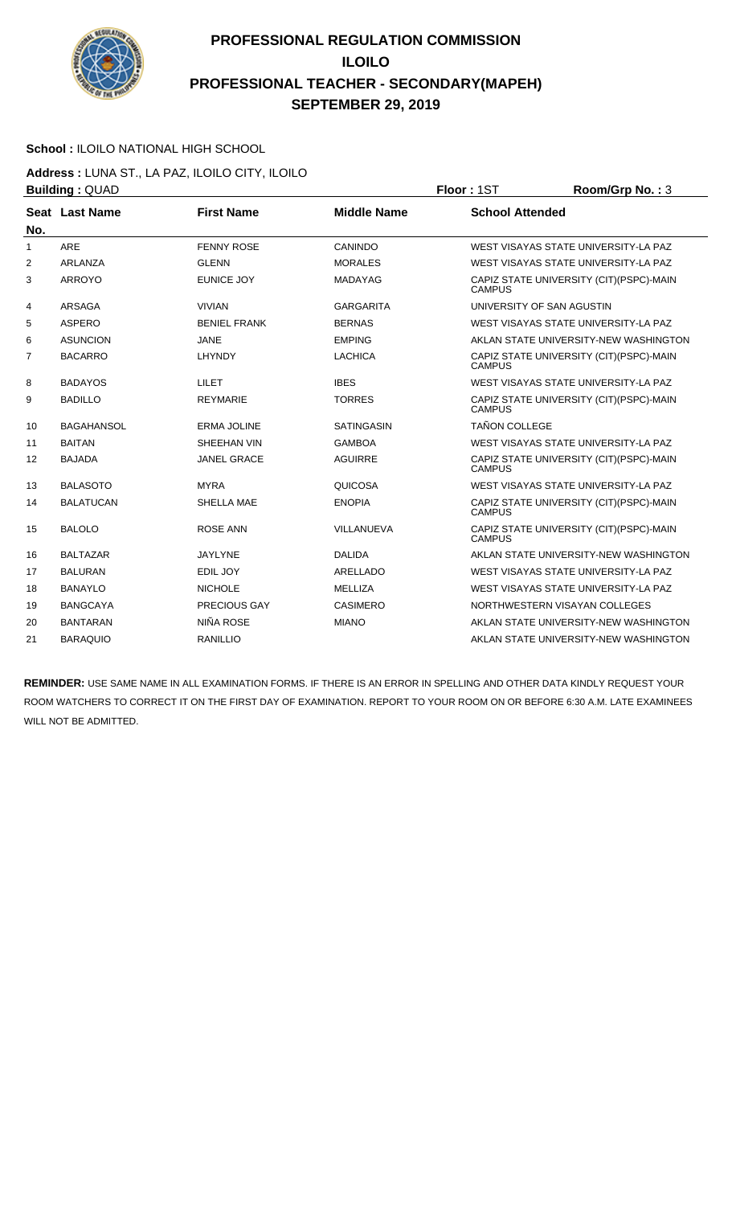# PROFESSIONAL REGULATION COMMISSION
# ILOILO
# PROFESSIONAL TEACHER - SECONDARY(MAPEH)
# SEPTEMBER 29, 2019

**School :** ILOILO NATIONAL HIGH SCHOOL

**Address :** LUNA ST., LA PAZ, ILOILO CITY, ILOILO

**Building :** QUAD **Floor :** 1ST **Room/Grp No. :** 3

| Seat No. | Last Name | First Name | Middle Name | School Attended |
|---|---|---|---|---|
| 1 | ARE | FENNY ROSE | CANINDO | WEST VISAYAS STATE UNIVERSITY-LA PAZ |
| 2 | ARLANZA | GLENN | MORALES | WEST VISAYAS STATE UNIVERSITY-LA PAZ |
| 3 | ARROYO | EUNICE JOY | MADAYAG | CAPIZ STATE UNIVERSITY (CIT)(PSPC)-MAIN CAMPUS |
| 4 | ARSAGA | VIVIAN | GARGARITA | UNIVERSITY OF SAN AGUSTIN |
| 5 | ASPERO | BENIEL FRANK | BERNAS | WEST VISAYAS STATE UNIVERSITY-LA PAZ |
| 6 | ASUNCION | JANE | EMPING | AKLAN STATE UNIVERSITY-NEW WASHINGTON |
| 7 | BACARRO | LHYNDY | LACHICA | CAPIZ STATE UNIVERSITY (CIT)(PSPC)-MAIN CAMPUS |
| 8 | BADAYOS | LILET | IBES | WEST VISAYAS STATE UNIVERSITY-LA PAZ |
| 9 | BADILLO | REYMARIE | TORRES | CAPIZ STATE UNIVERSITY (CIT)(PSPC)-MAIN CAMPUS |
| 10 | BAGAHANSOL | ERMA JOLINE | SATINGASIN | TAÑON COLLEGE |
| 11 | BAITAN | SHEEHAN VIN | GAMBOA | WEST VISAYAS STATE UNIVERSITY-LA PAZ |
| 12 | BAJADA | JANEL GRACE | AGUIRRE | CAPIZ STATE UNIVERSITY (CIT)(PSPC)-MAIN CAMPUS |
| 13 | BALASOTO | MYRA | QUICOSA | WEST VISAYAS STATE UNIVERSITY-LA PAZ |
| 14 | BALATUCAN | SHELLA MAE | ENOPIA | CAPIZ STATE UNIVERSITY (CIT)(PSPC)-MAIN CAMPUS |
| 15 | BALOLO | ROSE ANN | VILLANUEVA | CAPIZ STATE UNIVERSITY (CIT)(PSPC)-MAIN CAMPUS |
| 16 | BALTAZAR | JAYLYNE | DALIDA | AKLAN STATE UNIVERSITY-NEW WASHINGTON |
| 17 | BALURAN | EDIL JOY | ARELLADO | WEST VISAYAS STATE UNIVERSITY-LA PAZ |
| 18 | BANAYLO | NICHOLE | MELLIZA | WEST VISAYAS STATE UNIVERSITY-LA PAZ |
| 19 | BANGCAYA | PRECIOUS GAY | CASIMERO | NORTHWESTERN VISAYAN COLLEGES |
| 20 | BANTARAN | NIÑA ROSE | MIANO | AKLAN STATE UNIVERSITY-NEW WASHINGTON |
| 21 | BARAQUIO | RANILLIO | | AKLAN STATE UNIVERSITY-NEW WASHINGTON |

**REMINDER:** USE SAME NAME IN ALL EXAMINATION FORMS. IF THERE IS AN ERROR IN SPELLING AND OTHER DATA KINDLY REQUEST YOUR ROOM WATCHERS TO CORRECT IT ON THE FIRST DAY OF EXAMINATION. REPORT TO YOUR ROOM ON OR BEFORE 6:30 A.M. LATE EXAMINEES WILL NOT BE ADMITTED.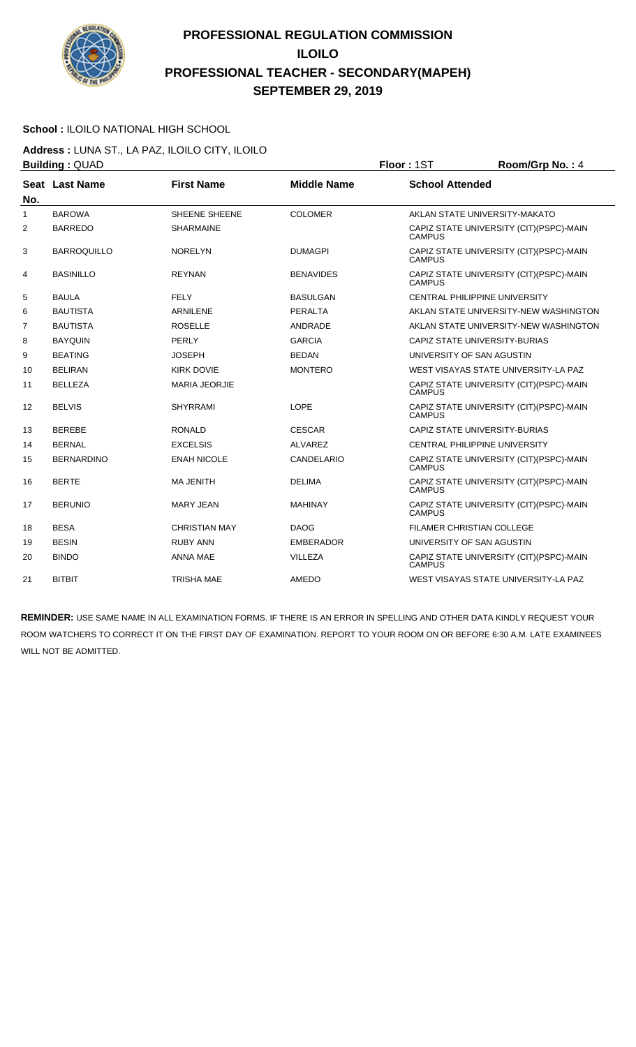# PROFESSIONAL REGULATION COMMISSION
## ILOILO
## PROFESSIONAL TEACHER - SECONDARY(MAPEH)
## SEPTEMBER 29, 2019

**School :** ILOILO NATIONAL HIGH SCHOOL

**Address :** LUNA ST., LA PAZ, ILOILO CITY, ILOILO

**Building :** QUAD **Floor :** 1ST **Room/Grp No. :** 4

| Seat No. | Last Name | First Name | Middle Name | School Attended |
|---|---|---|---|---|
| 1 | BAROWA | SHEENE SHEENE | COLOMER | AKLAN STATE UNIVERSITY-MAKATO |
| 2 | BARREDO | SHARMAINE | | CAPIZ STATE UNIVERSITY (CIT)(PSPC)-MAIN CAMPUS |
| 3 | BARROQUILLO | NORELYN | DUMAGPI | CAPIZ STATE UNIVERSITY (CIT)(PSPC)-MAIN CAMPUS |
| 4 | BASINILLO | REYNAN | BENAVIDES | CAPIZ STATE UNIVERSITY (CIT)(PSPC)-MAIN CAMPUS |
| 5 | BAULA | FELY | BASULGAN | CENTRAL PHILIPPINE UNIVERSITY |
| 6 | BAUTISTA | ARNILENE | PERALTA | AKLAN STATE UNIVERSITY-NEW WASHINGTON |
| 7 | BAUTISTA | ROSELLE | ANDRADE | AKLAN STATE UNIVERSITY-NEW WASHINGTON |
| 8 | BAYQUIN | PERLY | GARCIA | CAPIZ STATE UNIVERSITY-BURIAS |
| 9 | BEATING | JOSEPH | BEDAN | UNIVERSITY OF SAN AGUSTIN |
| 10 | BELIRAN | KIRK DOVIE | MONTERO | WEST VISAYAS STATE UNIVERSITY-LA PAZ |
| 11 | BELLEZA | MARIA JEORJIE | | CAPIZ STATE UNIVERSITY (CIT)(PSPC)-MAIN CAMPUS |
| 12 | BELVIS | SHYRRAMI | LOPE | CAPIZ STATE UNIVERSITY (CIT)(PSPC)-MAIN CAMPUS |
| 13 | BEREBE | RONALD | CESCAR | CAPIZ STATE UNIVERSITY-BURIAS |
| 14 | BERNAL | EXCELSIS | ALVAREZ | CENTRAL PHILIPPINE UNIVERSITY |
| 15 | BERNARDINO | ENAH NICOLE | CANDELARIO | CAPIZ STATE UNIVERSITY (CIT)(PSPC)-MAIN CAMPUS |
| 16 | BERTE | MA JENITH | DELIMA | CAPIZ STATE UNIVERSITY (CIT)(PSPC)-MAIN CAMPUS |
| 17 | BERUNIO | MARY JEAN | MAHINAY | CAPIZ STATE UNIVERSITY (CIT)(PSPC)-MAIN CAMPUS |
| 18 | BESA | CHRISTIAN MAY | DAOG | FILAMER CHRISTIAN COLLEGE |
| 19 | BESIN | RUBY ANN | EMBERADOR | UNIVERSITY OF SAN AGUSTIN |
| 20 | BINDO | ANNA MAE | VILLEZA | CAPIZ STATE UNIVERSITY (CIT)(PSPC)-MAIN CAMPUS |
| 21 | BITBIT | TRISHA MAE | AMEDO | WEST VISAYAS STATE UNIVERSITY-LA PAZ |

**REMINDER:** USE SAME NAME IN ALL EXAMINATION FORMS. IF THERE IS AN ERROR IN SPELLING AND OTHER DATA KINDLY REQUEST YOUR ROOM WATCHERS TO CORRECT IT ON THE FIRST DAY OF EXAMINATION. REPORT TO YOUR ROOM ON OR BEFORE 6:30 A.M. LATE EXAMINEES WILL NOT BE ADMITTED.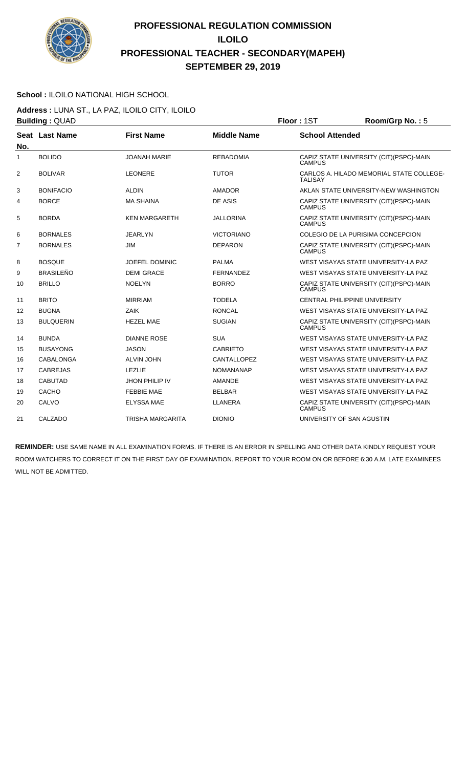# PROFESSIONAL REGULATION COMMISSION
# ILOILO
# PROFESSIONAL TEACHER - SECONDARY(MAPEH)
# SEPTEMBER 29, 2019

**School :** ILOILO NATIONAL HIGH SCHOOL

**Address :** LUNA ST., LA PAZ, ILOILO CITY, ILOILO

**Building :** QUAD  **Floor :** 1ST  **Room/Grp No. :** 5

| Seat No. | Last Name | First Name | Middle Name | School Attended |
|---|---|---|---|---|
| 1 | BOLIDO | JOANAH MARIE | REBADOMIA | CAPIZ STATE UNIVERSITY (CIT)(PSPC)-MAIN CAMPUS |
| 2 | BOLIVAR | LEONERE | TUTOR | CARLOS A. HILADO MEMORIAL STATE COLLEGE-TALISAY |
| 3 | BONIFACIO | ALDIN | AMADOR | AKLAN STATE UNIVERSITY-NEW WASHINGTON |
| 4 | BORCE | MA SHAINA | DE ASIS | CAPIZ STATE UNIVERSITY (CIT)(PSPC)-MAIN CAMPUS |
| 5 | BORDA | KEN MARGARETH | JALLORINA | CAPIZ STATE UNIVERSITY (CIT)(PSPC)-MAIN CAMPUS |
| 6 | BORNALES | JEARLYN | VICTORIANO | COLEGIO DE LA PURISIMA CONCEPCION |
| 7 | BORNALES | JIM | DEPARON | CAPIZ STATE UNIVERSITY (CIT)(PSPC)-MAIN CAMPUS |
| 8 | BOSQUE | JOEFEL DOMINIC | PALMA | WEST VISAYAS STATE UNIVERSITY-LA PAZ |
| 9 | BRASILEÑO | DEMI GRACE | FERNANDEZ | WEST VISAYAS STATE UNIVERSITY-LA PAZ |
| 10 | BRILLO | NOELYN | BORRO | CAPIZ STATE UNIVERSITY (CIT)(PSPC)-MAIN CAMPUS |
| 11 | BRITO | MIRRIAM | TODELA | CENTRAL PHILIPPINE UNIVERSITY |
| 12 | BUGNA | ZAIK | RONCAL | WEST VISAYAS STATE UNIVERSITY-LA PAZ |
| 13 | BULQUERIN | HEZEL MAE | SUGIAN | CAPIZ STATE UNIVERSITY (CIT)(PSPC)-MAIN CAMPUS |
| 14 | BUNDA | DIANNE ROSE | SUA | WEST VISAYAS STATE UNIVERSITY-LA PAZ |
| 15 | BUSAYONG | JASON | CABRIETO | WEST VISAYAS STATE UNIVERSITY-LA PAZ |
| 16 | CABALONGA | ALVIN JOHN | CANTALLOPEZ | WEST VISAYAS STATE UNIVERSITY-LA PAZ |
| 17 | CABREJAS | LEZLIE | NOMANANAP | WEST VISAYAS STATE UNIVERSITY-LA PAZ |
| 18 | CABUTAD | JHON PHILIP IV | AMANDE | WEST VISAYAS STATE UNIVERSITY-LA PAZ |
| 19 | CACHO | FEBBIE MAE | BELBAR | WEST VISAYAS STATE UNIVERSITY-LA PAZ |
| 20 | CALVO | ELYSSA MAE | LLANERA | CAPIZ STATE UNIVERSITY (CIT)(PSPC)-MAIN CAMPUS |
| 21 | CALZADO | TRISHA MARGARITA | DIONIO | UNIVERSITY OF SAN AGUSTIN |

**REMINDER:** USE SAME NAME IN ALL EXAMINATION FORMS. IF THERE IS AN ERROR IN SPELLING AND OTHER DATA KINDLY REQUEST YOUR ROOM WATCHERS TO CORRECT IT ON THE FIRST DAY OF EXAMINATION. REPORT TO YOUR ROOM ON OR BEFORE 6:30 A.M. LATE EXAMINEES WILL NOT BE ADMITTED.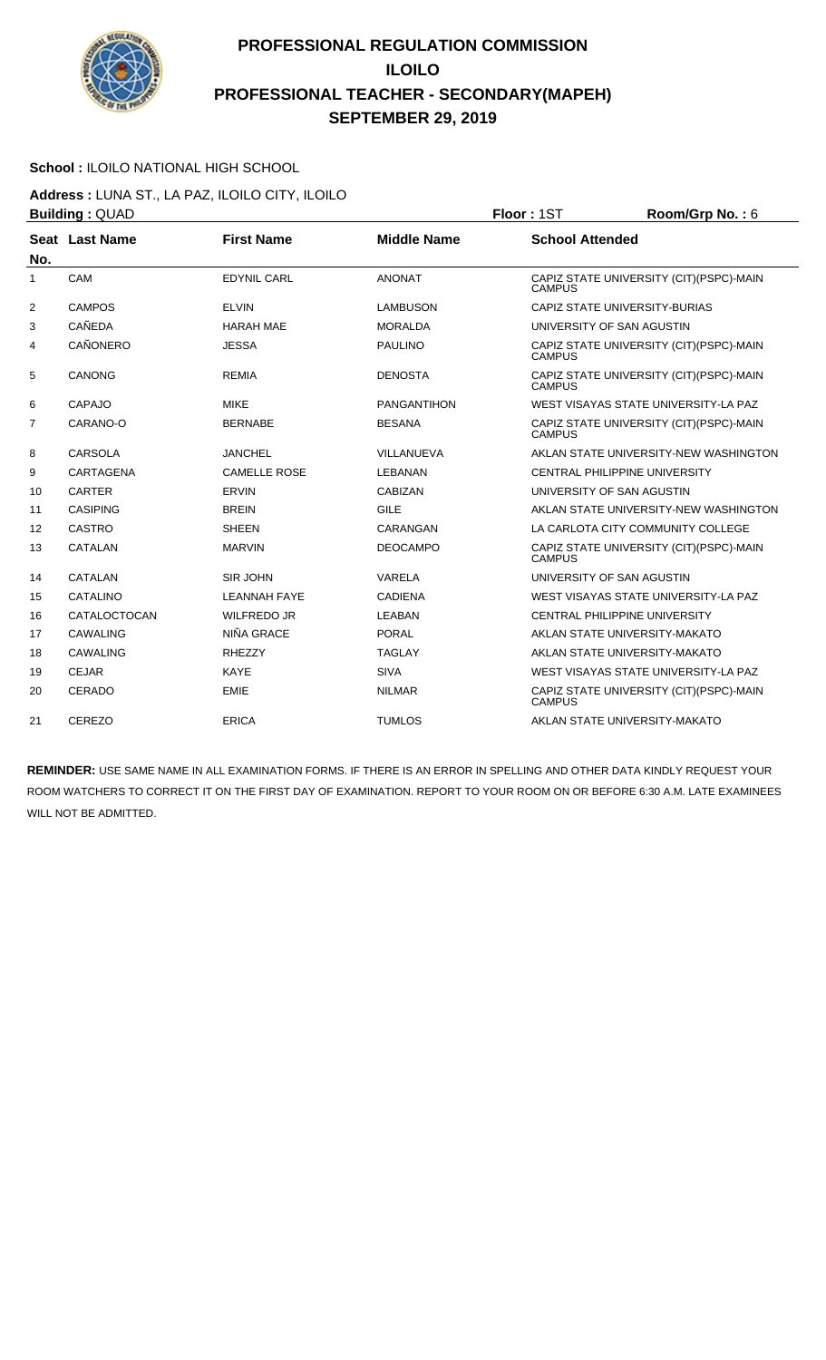# PROFESSIONAL REGULATION COMMISSION
# ILOILO
# PROFESSIONAL TEACHER - SECONDARY(MAPEH)
# SEPTEMBER 29, 2019

**School :** ILOILO NATIONAL HIGH SCHOOL

**Address :** LUNA ST., LA PAZ, ILOILO CITY, ILOILO

**Building :** QUAD  **Floor :** 1ST  **Room/Grp No. :** 6

| Seat No. | Last Name | First Name | Middle Name | School Attended |
|---|---|---|---|---|
| 1 | CAM | EDYNIL CARL | ANONAT | CAPIZ STATE UNIVERSITY (CIT)(PSPC)-MAIN CAMPUS |
| 2 | CAMPOS | ELVIN | LAMBUSON | CAPIZ STATE UNIVERSITY-BURIAS |
| 3 | CAÑEDA | HARAH MAE | MORALDA | UNIVERSITY OF SAN AGUSTIN |
| 4 | CAÑONERO | JESSA | PAULINO | CAPIZ STATE UNIVERSITY (CIT)(PSPC)-MAIN CAMPUS |
| 5 | CANONG | REMIA | DENOSTA | CAPIZ STATE UNIVERSITY (CIT)(PSPC)-MAIN CAMPUS |
| 6 | CAPAJO | MIKE | PANGANTIHON | WEST VISAYAS STATE UNIVERSITY-LA PAZ |
| 7 | CARANO-O | BERNABE | BESANA | CAPIZ STATE UNIVERSITY (CIT)(PSPC)-MAIN CAMPUS |
| 8 | CARSOLA | JANCHEL | VILLANUEVA | AKLAN STATE UNIVERSITY-NEW WASHINGTON |
| 9 | CARTAGENA | CAMELLE ROSE | LEBANAN | CENTRAL PHILIPPINE UNIVERSITY |
| 10 | CARTER | ERVIN | CABIZAN | UNIVERSITY OF SAN AGUSTIN |
| 11 | CASIPING | BREIN | GILE | AKLAN STATE UNIVERSITY-NEW WASHINGTON |
| 12 | CASTRO | SHEEN | CARANGAN | LA CARLOTA CITY COMMUNITY COLLEGE |
| 13 | CATALAN | MARVIN | DEOCAMPO | CAPIZ STATE UNIVERSITY (CIT)(PSPC)-MAIN CAMPUS |
| 14 | CATALAN | SIR JOHN | VARELA | UNIVERSITY OF SAN AGUSTIN |
| 15 | CATALINO | LEANNAH FAYE | CADIENA | WEST VISAYAS STATE UNIVERSITY-LA PAZ |
| 16 | CATALOCTOCAN | WILFREDO JR | LEABAN | CENTRAL PHILIPPINE UNIVERSITY |
| 17 | CAWALING | NIÑA GRACE | PORAL | AKLAN STATE UNIVERSITY-MAKATO |
| 18 | CAWALING | RHEZZY | TAGLAY | AKLAN STATE UNIVERSITY-MAKATO |
| 19 | CEJAR | KAYE | SIVA | WEST VISAYAS STATE UNIVERSITY-LA PAZ |
| 20 | CERADO | EMIE | NILMAR | CAPIZ STATE UNIVERSITY (CIT)(PSPC)-MAIN CAMPUS |
| 21 | CEREZO | ERICA | TUMLOS | AKLAN STATE UNIVERSITY-MAKATO |

**REMINDER:** USE SAME NAME IN ALL EXAMINATION FORMS. IF THERE IS AN ERROR IN SPELLING AND OTHER DATA KINDLY REQUEST YOUR ROOM WATCHERS TO CORRECT IT ON THE FIRST DAY OF EXAMINATION. REPORT TO YOUR ROOM ON OR BEFORE 6:30 A.M. LATE EXAMINEES WILL NOT BE ADMITTED.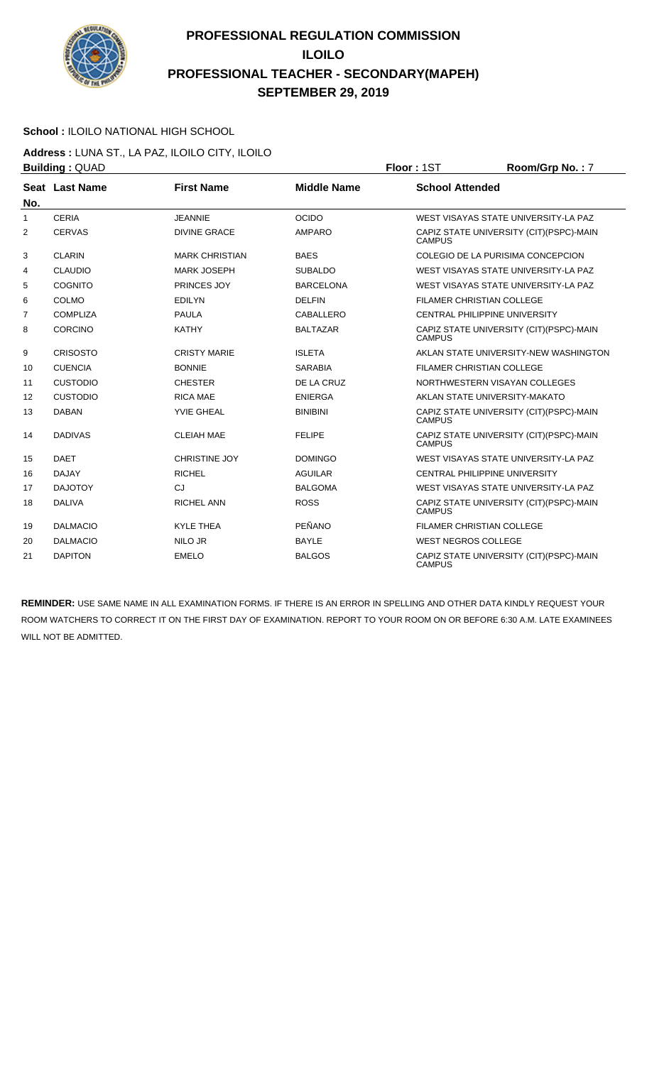# PROFESSIONAL REGULATION COMMISSION
# ILOILO
# PROFESSIONAL TEACHER - SECONDARY(MAPEH)
# SEPTEMBER 29, 2019

**School :** ILOILO NATIONAL HIGH SCHOOL

**Address :** LUNA ST., LA PAZ, ILOILO CITY, ILOILO

**Building :** QUAD **Floor :** 1ST **Room/Grp No. :** 7

| Seat No. | Last Name | First Name | Middle Name | School Attended |
|---|---|---|---|---|
| 1 | CERIA | JEANNIE | OCIDO | WEST VISAYAS STATE UNIVERSITY-LA PAZ |
| 2 | CERVAS | DIVINE GRACE | AMPARO | CAPIZ STATE UNIVERSITY (CIT)(PSPC)-MAIN CAMPUS |
| 3 | CLARIN | MARK CHRISTIAN | BAES | COLEGIO DE LA PURISIMA CONCEPCION |
| 4 | CLAUDIO | MARK JOSEPH | SUBALDO | WEST VISAYAS STATE UNIVERSITY-LA PAZ |
| 5 | COGNITO | PRINCES JOY | BARCELONA | WEST VISAYAS STATE UNIVERSITY-LA PAZ |
| 6 | COLMO | EDILYN | DELFIN | FILAMER CHRISTIAN COLLEGE |
| 7 | COMPLIZA | PAULA | CABALLERO | CENTRAL PHILIPPINE UNIVERSITY |
| 8 | CORCINO | KATHY | BALTAZAR | CAPIZ STATE UNIVERSITY (CIT)(PSPC)-MAIN CAMPUS |
| 9 | CRISOSTO | CRISTY MARIE | ISLETA | AKLAN STATE UNIVERSITY-NEW WASHINGTON |
| 10 | CUENCIA | BONNIE | SARABIA | FILAMER CHRISTIAN COLLEGE |
| 11 | CUSTODIO | CHESTER | DE LA CRUZ | NORTHWESTERN VISAYAN COLLEGES |
| 12 | CUSTODIO | RICA MAE | ENIERGA | AKLAN STATE UNIVERSITY-MAKATO |
| 13 | DABAN | YVIE GHEAL | BINIBINI | CAPIZ STATE UNIVERSITY (CIT)(PSPC)-MAIN CAMPUS |
| 14 | DADIVAS | CLEIAH MAE | FELIPE | CAPIZ STATE UNIVERSITY (CIT)(PSPC)-MAIN CAMPUS |
| 15 | DAET | CHRISTINE JOY | DOMINGO | WEST VISAYAS STATE UNIVERSITY-LA PAZ |
| 16 | DAJAY | RICHEL | AGUILAR | CENTRAL PHILIPPINE UNIVERSITY |
| 17 | DAJOTOY | CJ | BALGOMA | WEST VISAYAS STATE UNIVERSITY-LA PAZ |
| 18 | DALIVA | RICHEL ANN | ROSS | CAPIZ STATE UNIVERSITY (CIT)(PSPC)-MAIN CAMPUS |
| 19 | DALMACIO | KYLE THEA | PEÑANO | FILAMER CHRISTIAN COLLEGE |
| 20 | DALMACIO | NILO JR | BAYLE | WEST NEGROS COLLEGE |
| 21 | DAPITON | EMELO | BALGOS | CAPIZ STATE UNIVERSITY (CIT)(PSPC)-MAIN CAMPUS |

**REMINDER:** USE SAME NAME IN ALL EXAMINATION FORMS. IF THERE IS AN ERROR IN SPELLING AND OTHER DATA KINDLY REQUEST YOUR ROOM WATCHERS TO CORRECT IT ON THE FIRST DAY OF EXAMINATION. REPORT TO YOUR ROOM ON OR BEFORE 6:30 A.M. LATE EXAMINEES WILL NOT BE ADMITTED.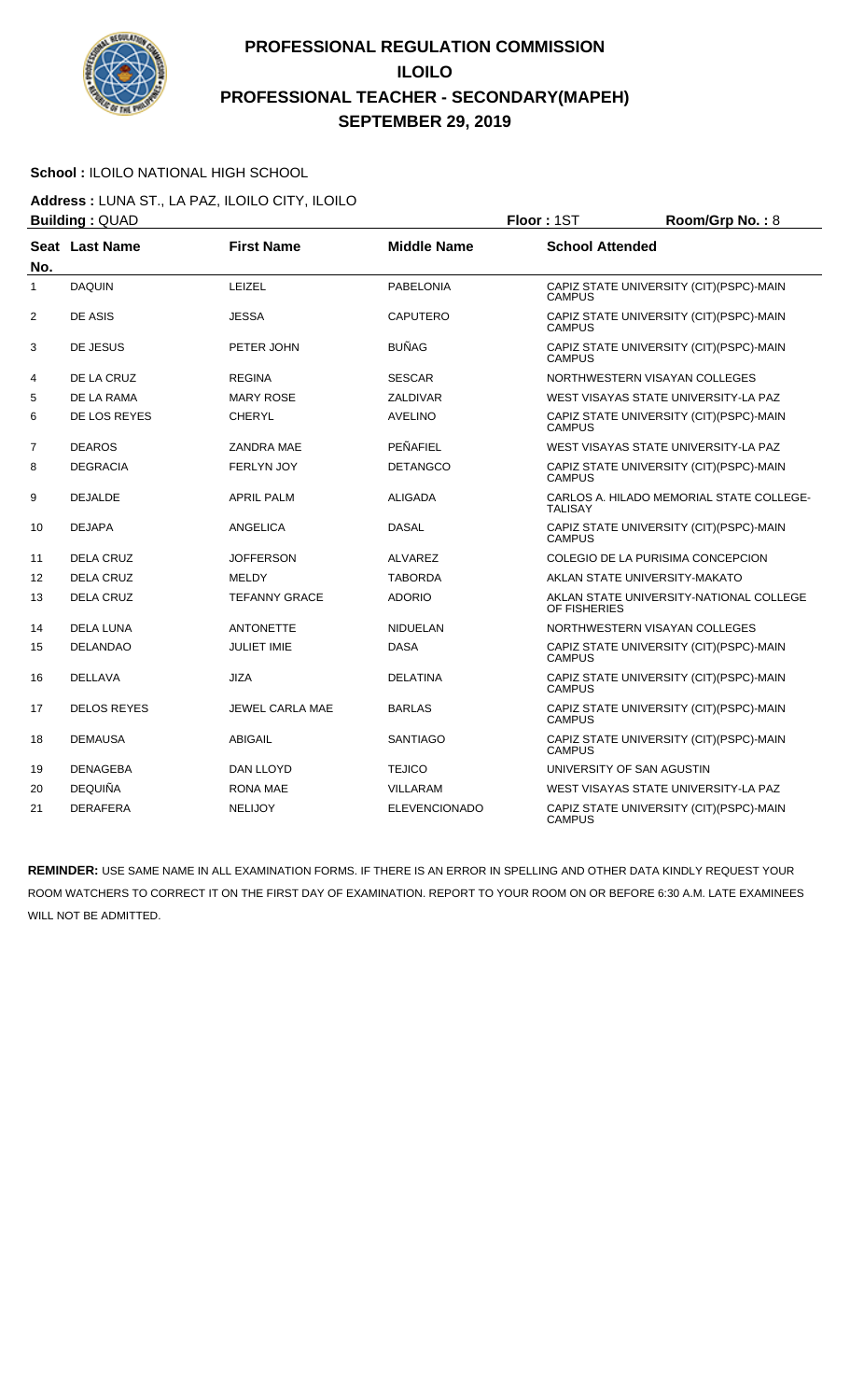# PROFESSIONAL REGULATION COMMISSION
# ILOILO
# PROFESSIONAL TEACHER - SECONDARY(MAPEH)
# SEPTEMBER 29, 2019

**School :** ILOILO NATIONAL HIGH SCHOOL

**Address :** LUNA ST., LA PAZ, ILOILO CITY, ILOILO

**Building :** QUAD　　**Floor :** 1ST　　**Room/Grp No. :** 8

| Seat No. | Last Name | First Name | Middle Name | School Attended |
|---|---|---|---|---|
| 1 | DAQUIN | LEIZEL | PABELONIA | CAPIZ STATE UNIVERSITY (CIT)(PSPC)-MAIN CAMPUS |
| 2 | DE ASIS | JESSA | CAPUTERO | CAPIZ STATE UNIVERSITY (CIT)(PSPC)-MAIN CAMPUS |
| 3 | DE JESUS | PETER JOHN | BUÑAG | CAPIZ STATE UNIVERSITY (CIT)(PSPC)-MAIN CAMPUS |
| 4 | DE LA CRUZ | REGINA | SESCAR | NORTHWESTERN VISAYAN COLLEGES |
| 5 | DE LA RAMA | MARY ROSE | ZALDIVAR | WEST VISAYAS STATE UNIVERSITY-LA PAZ |
| 6 | DE LOS REYES | CHERYL | AVELINO | CAPIZ STATE UNIVERSITY (CIT)(PSPC)-MAIN CAMPUS |
| 7 | DEAROS | ZANDRA MAE | PEÑAFIEL | WEST VISAYAS STATE UNIVERSITY-LA PAZ |
| 8 | DEGRACIA | FERLYN JOY | DETANGCO | CAPIZ STATE UNIVERSITY (CIT)(PSPC)-MAIN CAMPUS |
| 9 | DEJALDE | APRIL PALM | ALIGADA | CARLOS A. HILADO MEMORIAL STATE COLLEGE-TALISAY |
| 10 | DEJAPA | ANGELICA | DASAL | CAPIZ STATE UNIVERSITY (CIT)(PSPC)-MAIN CAMPUS |
| 11 | DELA CRUZ | JOFFERSON | ALVAREZ | COLEGIO DE LA PURISIMA CONCEPCION |
| 12 | DELA CRUZ | MELDY | TABORDA | AKLAN STATE UNIVERSITY-MAKATO |
| 13 | DELA CRUZ | TEFANNY GRACE | ADORIO | AKLAN STATE UNIVERSITY-NATIONAL COLLEGE OF FISHERIES |
| 14 | DELA LUNA | ANTONETTE | NIDUELAN | NORTHWESTERN VISAYAN COLLEGES |
| 15 | DELANDAO | JULIET IMIE | DASA | CAPIZ STATE UNIVERSITY (CIT)(PSPC)-MAIN CAMPUS |
| 16 | DELLAVA | JIZA | DELATINA | CAPIZ STATE UNIVERSITY (CIT)(PSPC)-MAIN CAMPUS |
| 17 | DELOS REYES | JEWEL CARLA MAE | BARLAS | CAPIZ STATE UNIVERSITY (CIT)(PSPC)-MAIN CAMPUS |
| 18 | DEMAUSA | ABIGAIL | SANTIAGO | CAPIZ STATE UNIVERSITY (CIT)(PSPC)-MAIN CAMPUS |
| 19 | DENAGEBA | DAN LLOYD | TEJICO | UNIVERSITY OF SAN AGUSTIN |
| 20 | DEQUIÑA | RONA MAE | VILLARAM | WEST VISAYAS STATE UNIVERSITY-LA PAZ |
| 21 | DERAFERA | NELIJOY | ELEVENCIONADO | CAPIZ STATE UNIVERSITY (CIT)(PSPC)-MAIN CAMPUS |

**REMINDER:** USE SAME NAME IN ALL EXAMINATION FORMS. IF THERE IS AN ERROR IN SPELLING AND OTHER DATA KINDLY REQUEST YOUR ROOM WATCHERS TO CORRECT IT ON THE FIRST DAY OF EXAMINATION. REPORT TO YOUR ROOM ON OR BEFORE 6:30 A.M. LATE EXAMINEES WILL NOT BE ADMITTED.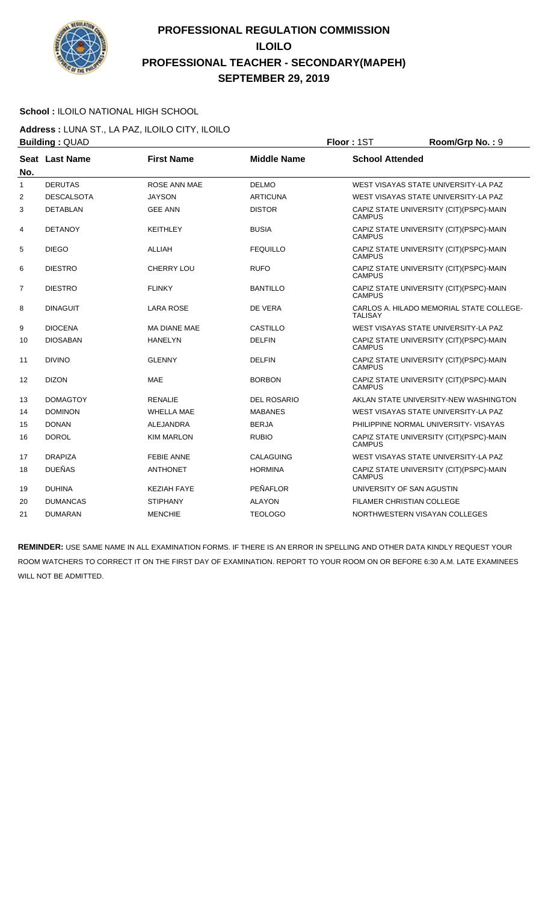# PROFESSIONAL REGULATION COMMISSION
# ILOILO
# PROFESSIONAL TEACHER - SECONDARY(MAPEH)
# SEPTEMBER 29, 2019

**School :** ILOILO NATIONAL HIGH SCHOOL

**Address :** LUNA ST., LA PAZ, ILOILO CITY, ILOILO

**Building :** QUAD **Floor :** 1ST **Room/Grp No. :** 9

| Seat No. | Last Name | First Name | Middle Name | School Attended |
|---|---|---|---|---|
| 1 | DERUTAS | ROSE ANN MAE | DELMO | WEST VISAYAS STATE UNIVERSITY-LA PAZ |
| 2 | DESCALSOTA | JAYSON | ARTICUNA | WEST VISAYAS STATE UNIVERSITY-LA PAZ |
| 3 | DETABLAN | GEE ANN | DISTOR | CAPIZ STATE UNIVERSITY (CIT)(PSPC)-MAIN CAMPUS |
| 4 | DETANOY | KEITHLEY | BUSIA | CAPIZ STATE UNIVERSITY (CIT)(PSPC)-MAIN CAMPUS |
| 5 | DIEGO | ALLIAH | FEQUILLO | CAPIZ STATE UNIVERSITY (CIT)(PSPC)-MAIN CAMPUS |
| 6 | DIESTRO | CHERRY LOU | RUFO | CAPIZ STATE UNIVERSITY (CIT)(PSPC)-MAIN CAMPUS |
| 7 | DIESTRO | FLINKY | BANTILLO | CAPIZ STATE UNIVERSITY (CIT)(PSPC)-MAIN CAMPUS |
| 8 | DINAGUIT | LARA ROSE | DE VERA | CARLOS A. HILADO MEMORIAL STATE COLLEGE-TALISAY |
| 9 | DIOCENA | MA DIANE MAE | CASTILLO | WEST VISAYAS STATE UNIVERSITY-LA PAZ |
| 10 | DIOSABAN | HANELYN | DELFIN | CAPIZ STATE UNIVERSITY (CIT)(PSPC)-MAIN CAMPUS |
| 11 | DIVINO | GLENNY | DELFIN | CAPIZ STATE UNIVERSITY (CIT)(PSPC)-MAIN CAMPUS |
| 12 | DIZON | MAE | BORBON | CAPIZ STATE UNIVERSITY (CIT)(PSPC)-MAIN CAMPUS |
| 13 | DOMAGTOY | RENALIE | DEL ROSARIO | AKLAN STATE UNIVERSITY-NEW WASHINGTON |
| 14 | DOMINON | WHELLA MAE | MABANES | WEST VISAYAS STATE UNIVERSITY-LA PAZ |
| 15 | DONAN | ALEJANDRA | BERJA | PHILIPPINE NORMAL UNIVERSITY- VISAYAS |
| 16 | DOROL | KIM MARLON | RUBIO | CAPIZ STATE UNIVERSITY (CIT)(PSPC)-MAIN CAMPUS |
| 17 | DRAPIZA | FEBIE ANNE | CALAGUING | WEST VISAYAS STATE UNIVERSITY-LA PAZ |
| 18 | DUEÑAS | ANTHONET | HORMINA | CAPIZ STATE UNIVERSITY (CIT)(PSPC)-MAIN CAMPUS |
| 19 | DUHINA | KEZIAH FAYE | PEÑAFLOR | UNIVERSITY OF SAN AGUSTIN |
| 20 | DUMANCAS | STIPHANY | ALAYON | FILAMER CHRISTIAN COLLEGE |
| 21 | DUMARAN | MENCHIE | TEOLOGO | NORTHWESTERN VISAYAN COLLEGES |

**REMINDER:** USE SAME NAME IN ALL EXAMINATION FORMS. IF THERE IS AN ERROR IN SPELLING AND OTHER DATA KINDLY REQUEST YOUR ROOM WATCHERS TO CORRECT IT ON THE FIRST DAY OF EXAMINATION. REPORT TO YOUR ROOM ON OR BEFORE 6:30 A.M. LATE EXAMINEES WILL NOT BE ADMITTED.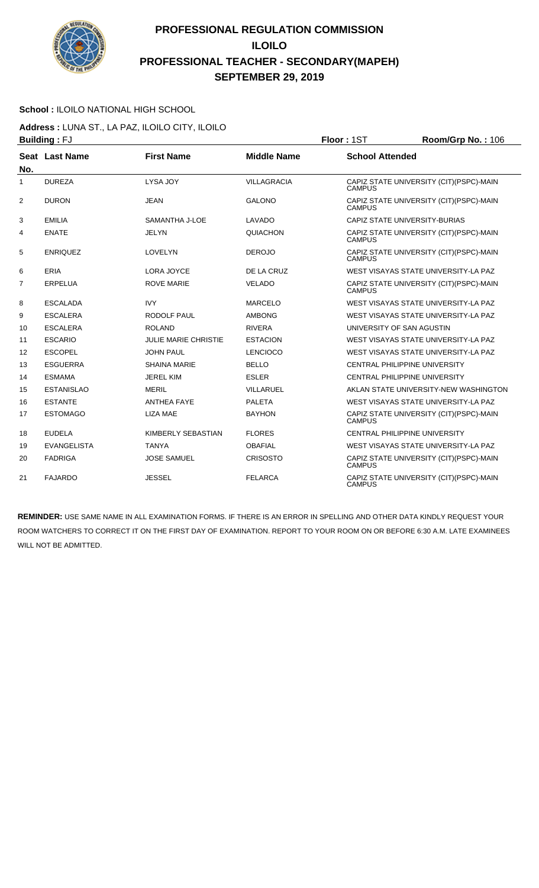# PROFESSIONAL REGULATION COMMISSION
## ILOILO
## PROFESSIONAL TEACHER - SECONDARY(MAPEH)
## SEPTEMBER 29, 2019

**School :** ILOILO NATIONAL HIGH SCHOOL

**Address :** LUNA ST., LA PAZ, ILOILO CITY, ILOILO

**Building :** FJ **Floor :** 1ST **Room/Grp No. :** 106

| Seat No. | Last Name | First Name | Middle Name | School Attended |
|---|---|---|---|---|
| 1 | DUREZA | LYSA JOY | VILLAGRACIA | CAPIZ STATE UNIVERSITY (CIT)(PSPC)-MAIN CAMPUS |
| 2 | DURON | JEAN | GALONO | CAPIZ STATE UNIVERSITY (CIT)(PSPC)-MAIN CAMPUS |
| 3 | EMILIA | SAMANTHA J-LOE | LAVADO | CAPIZ STATE UNIVERSITY-BURIAS |
| 4 | ENATE | JELYN | QUIACHON | CAPIZ STATE UNIVERSITY (CIT)(PSPC)-MAIN CAMPUS |
| 5 | ENRIQUEZ | LOVELYN | DEROJO | CAPIZ STATE UNIVERSITY (CIT)(PSPC)-MAIN CAMPUS |
| 6 | ERIA | LORA JOYCE | DE LA CRUZ | WEST VISAYAS STATE UNIVERSITY-LA PAZ |
| 7 | ERPELUA | ROVE MARIE | VELADO | CAPIZ STATE UNIVERSITY (CIT)(PSPC)-MAIN CAMPUS |
| 8 | ESCALADA | IVY | MARCELO | WEST VISAYAS STATE UNIVERSITY-LA PAZ |
| 9 | ESCALERA | RODOLF PAUL | AMBONG | WEST VISAYAS STATE UNIVERSITY-LA PAZ |
| 10 | ESCALERA | ROLAND | RIVERA | UNIVERSITY OF SAN AGUSTIN |
| 11 | ESCARIO | JULIE MARIE CHRISTIE | ESTACION | WEST VISAYAS STATE UNIVERSITY-LA PAZ |
| 12 | ESCOPEL | JOHN PAUL | LENCIOCO | WEST VISAYAS STATE UNIVERSITY-LA PAZ |
| 13 | ESGUERRA | SHAINA MARIE | BELLO | CENTRAL PHILIPPINE UNIVERSITY |
| 14 | ESMAMA | JEREL KIM | ESLER | CENTRAL PHILIPPINE UNIVERSITY |
| 15 | ESTANISLAO | MERIL | VILLARUEL | AKLAN STATE UNIVERSITY-NEW WASHINGTON |
| 16 | ESTANTE | ANTHEA FAYE | PALETA | WEST VISAYAS STATE UNIVERSITY-LA PAZ |
| 17 | ESTOMAGO | LIZA MAE | BAYHON | CAPIZ STATE UNIVERSITY (CIT)(PSPC)-MAIN CAMPUS |
| 18 | EUDELA | KIMBERLY SEBASTIAN | FLORES | CENTRAL PHILIPPINE UNIVERSITY |
| 19 | EVANGELISTA | TANYA | OBAFIAL | WEST VISAYAS STATE UNIVERSITY-LA PAZ |
| 20 | FADRIGA | JOSE SAMUEL | CRISOSTO | CAPIZ STATE UNIVERSITY (CIT)(PSPC)-MAIN CAMPUS |
| 21 | FAJARDO | JESSEL | FELARCA | CAPIZ STATE UNIVERSITY (CIT)(PSPC)-MAIN CAMPUS |

**REMINDER:** USE SAME NAME IN ALL EXAMINATION FORMS. IF THERE IS AN ERROR IN SPELLING AND OTHER DATA KINDLY REQUEST YOUR ROOM WATCHERS TO CORRECT IT ON THE FIRST DAY OF EXAMINATION. REPORT TO YOUR ROOM ON OR BEFORE 6:30 A.M. LATE EXAMINEES WILL NOT BE ADMITTED.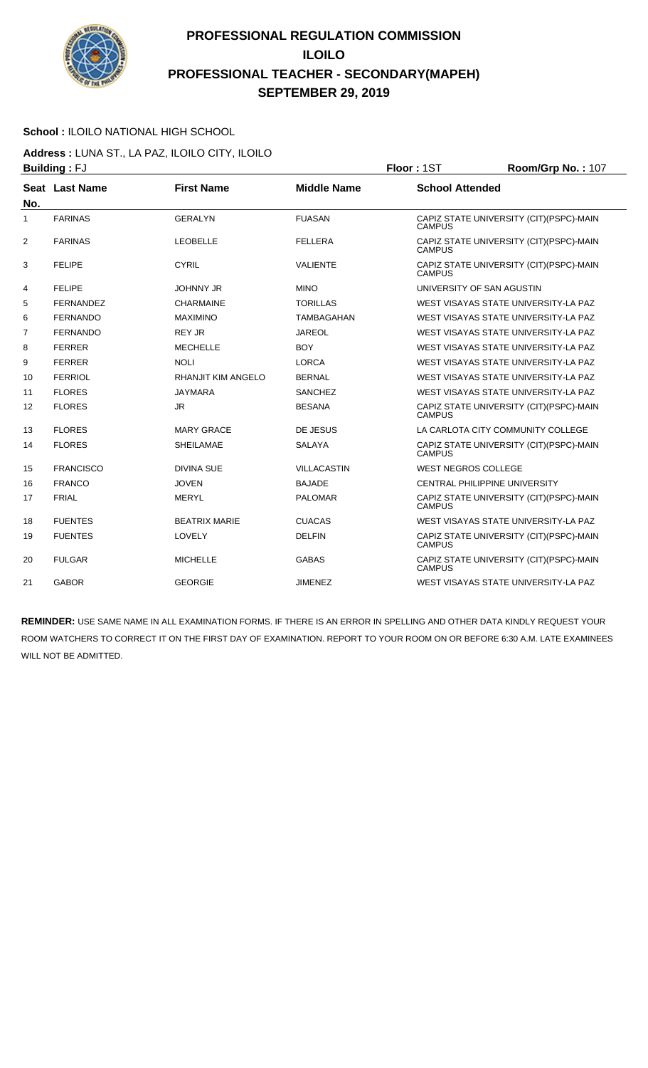# PROFESSIONAL REGULATION COMMISSION
## ILOILO
## PROFESSIONAL TEACHER - SECONDARY(MAPEH)
## SEPTEMBER 29, 2019

**School :** ILOILO NATIONAL HIGH SCHOOL

**Address :** LUNA ST., LA PAZ, ILOILO CITY, ILOILO

**Building :** FJ **Floor :** 1ST **Room/Grp No. :** 107

| Seat No. | Last Name | First Name | Middle Name | School Attended |
|---|---|---|---|---|
| 1 | FARINAS | GERALYN | FUASAN | CAPIZ STATE UNIVERSITY (CIT)(PSPC)-MAIN CAMPUS |
| 2 | FARINAS | LEOBELLE | FELLERA | CAPIZ STATE UNIVERSITY (CIT)(PSPC)-MAIN CAMPUS |
| 3 | FELIPE | CYRIL | VALIENTE | CAPIZ STATE UNIVERSITY (CIT)(PSPC)-MAIN CAMPUS |
| 4 | FELIPE | JOHNNY JR | MINO | UNIVERSITY OF SAN AGUSTIN |
| 5 | FERNANDEZ | CHARMAINE | TORILLAS | WEST VISAYAS STATE UNIVERSITY-LA PAZ |
| 6 | FERNANDO | MAXIMINO | TAMBAGAHAN | WEST VISAYAS STATE UNIVERSITY-LA PAZ |
| 7 | FERNANDO | REY JR | JAREOL | WEST VISAYAS STATE UNIVERSITY-LA PAZ |
| 8 | FERRER | MECHELLE | BOY | WEST VISAYAS STATE UNIVERSITY-LA PAZ |
| 9 | FERRER | NOLI | LORCA | WEST VISAYAS STATE UNIVERSITY-LA PAZ |
| 10 | FERRIOL | RHANJIT KIM ANGELO | BERNAL | WEST VISAYAS STATE UNIVERSITY-LA PAZ |
| 11 | FLORES | JAYMARA | SANCHEZ | WEST VISAYAS STATE UNIVERSITY-LA PAZ |
| 12 | FLORES | JR | BESANA | CAPIZ STATE UNIVERSITY (CIT)(PSPC)-MAIN CAMPUS |
| 13 | FLORES | MARY GRACE | DE JESUS | LA CARLOTA CITY COMMUNITY COLLEGE |
| 14 | FLORES | SHEILAMAE | SALAYA | CAPIZ STATE UNIVERSITY (CIT)(PSPC)-MAIN CAMPUS |
| 15 | FRANCISCO | DIVINA SUE | VILLACASTIN | WEST NEGROS COLLEGE |
| 16 | FRANCO | JOVEN | BAJADE | CENTRAL PHILIPPINE UNIVERSITY |
| 17 | FRIAL | MERYL | PALOMAR | CAPIZ STATE UNIVERSITY (CIT)(PSPC)-MAIN CAMPUS |
| 18 | FUENTES | BEATRIX MARIE | CUACAS | WEST VISAYAS STATE UNIVERSITY-LA PAZ |
| 19 | FUENTES | LOVELY | DELFIN | CAPIZ STATE UNIVERSITY (CIT)(PSPC)-MAIN CAMPUS |
| 20 | FULGAR | MICHELLE | GABAS | CAPIZ STATE UNIVERSITY (CIT)(PSPC)-MAIN CAMPUS |
| 21 | GABOR | GEORGIE | JIMENEZ | WEST VISAYAS STATE UNIVERSITY-LA PAZ |

**REMINDER:** USE SAME NAME IN ALL EXAMINATION FORMS. IF THERE IS AN ERROR IN SPELLING AND OTHER DATA KINDLY REQUEST YOUR ROOM WATCHERS TO CORRECT IT ON THE FIRST DAY OF EXAMINATION. REPORT TO YOUR ROOM ON OR BEFORE 6:30 A.M. LATE EXAMINEES WILL NOT BE ADMITTED.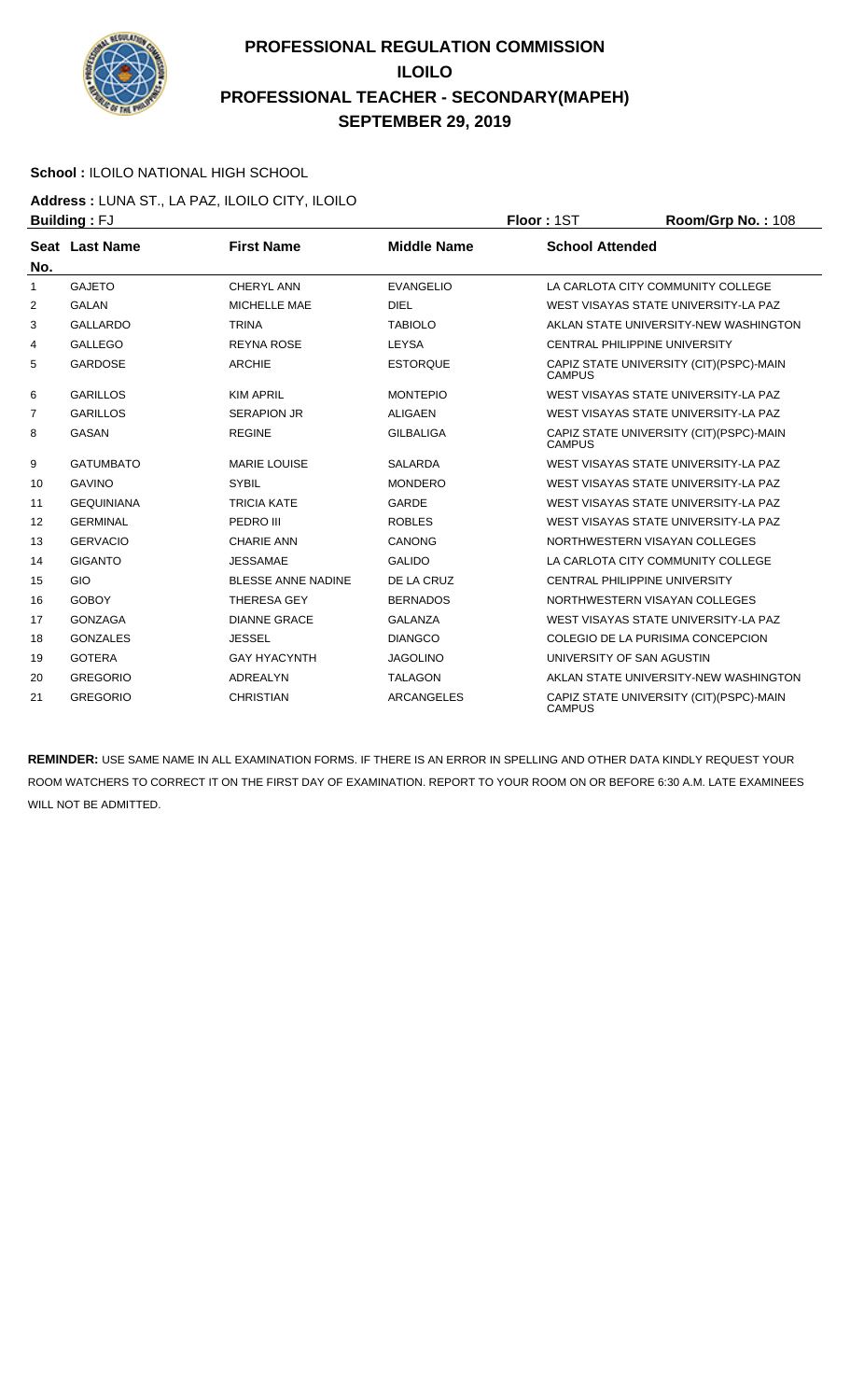# PROFESSIONAL REGULATION COMMISSION
## ILOILO
## PROFESSIONAL TEACHER - SECONDARY(MAPEH)
## SEPTEMBER 29, 2019

**School :** ILOILO NATIONAL HIGH SCHOOL

**Address :** LUNA ST., LA PAZ, ILOILO CITY, ILOILO

**Building :** FJ **Floor :** 1ST **Room/Grp No. :** 108

| Seat No. | Last Name | First Name | Middle Name | School Attended |
|---|---|---|---|---|
| 1 | GAJETO | CHERYL ANN | EVANGELIO | LA CARLOTA CITY COMMUNITY COLLEGE |
| 2 | GALAN | MICHELLE MAE | DIEL | WEST VISAYAS STATE UNIVERSITY-LA PAZ |
| 3 | GALLARDO | TRINA | TABIOLO | AKLAN STATE UNIVERSITY-NEW WASHINGTON |
| 4 | GALLEGO | REYNA ROSE | LEYSA | CENTRAL PHILIPPINE UNIVERSITY |
| 5 | GARDOSE | ARCHIE | ESTORQUE | CAPIZ STATE UNIVERSITY (CIT)(PSPC)-MAIN CAMPUS |
| 6 | GARILLOS | KIM APRIL | MONTEPIO | WEST VISAYAS STATE UNIVERSITY-LA PAZ |
| 7 | GARILLOS | SERAPION JR | ALIGAEN | WEST VISAYAS STATE UNIVERSITY-LA PAZ |
| 8 | GASAN | REGINE | GILBALIGA | CAPIZ STATE UNIVERSITY (CIT)(PSPC)-MAIN CAMPUS |
| 9 | GATUMBATO | MARIE LOUISE | SALARDA | WEST VISAYAS STATE UNIVERSITY-LA PAZ |
| 10 | GAVINO | SYBIL | MONDERO | WEST VISAYAS STATE UNIVERSITY-LA PAZ |
| 11 | GEQUINIANA | TRICIA KATE | GARDE | WEST VISAYAS STATE UNIVERSITY-LA PAZ |
| 12 | GERMINAL | PEDRO III | ROBLES | WEST VISAYAS STATE UNIVERSITY-LA PAZ |
| 13 | GERVACIO | CHARIE ANN | CANONG | NORTHWESTERN VISAYAN COLLEGES |
| 14 | GIGANTO | JESSAMAE | GALIDO | LA CARLOTA CITY COMMUNITY COLLEGE |
| 15 | GIO | BLESSE ANNE NADINE | DE LA CRUZ | CENTRAL PHILIPPINE UNIVERSITY |
| 16 | GOBOY | THERESA GEY | BERNADOS | NORTHWESTERN VISAYAN COLLEGES |
| 17 | GONZAGA | DIANNE GRACE | GALANZA | WEST VISAYAS STATE UNIVERSITY-LA PAZ |
| 18 | GONZALES | JESSEL | DIANGCO | COLEGIO DE LA PURISIMA CONCEPCION |
| 19 | GOTERA | GAY HYACYNTH | JAGOLINO | UNIVERSITY OF SAN AGUSTIN |
| 20 | GREGORIO | ADREALYN | TALAGON | AKLAN STATE UNIVERSITY-NEW WASHINGTON |
| 21 | GREGORIO | CHRISTIAN | ARCANGELES | CAPIZ STATE UNIVERSITY (CIT)(PSPC)-MAIN CAMPUS |

**REMINDER:** USE SAME NAME IN ALL EXAMINATION FORMS. IF THERE IS AN ERROR IN SPELLING AND OTHER DATA KINDLY REQUEST YOUR ROOM WATCHERS TO CORRECT IT ON THE FIRST DAY OF EXAMINATION. REPORT TO YOUR ROOM ON OR BEFORE 6:30 A.M. LATE EXAMINEES WILL NOT BE ADMITTED.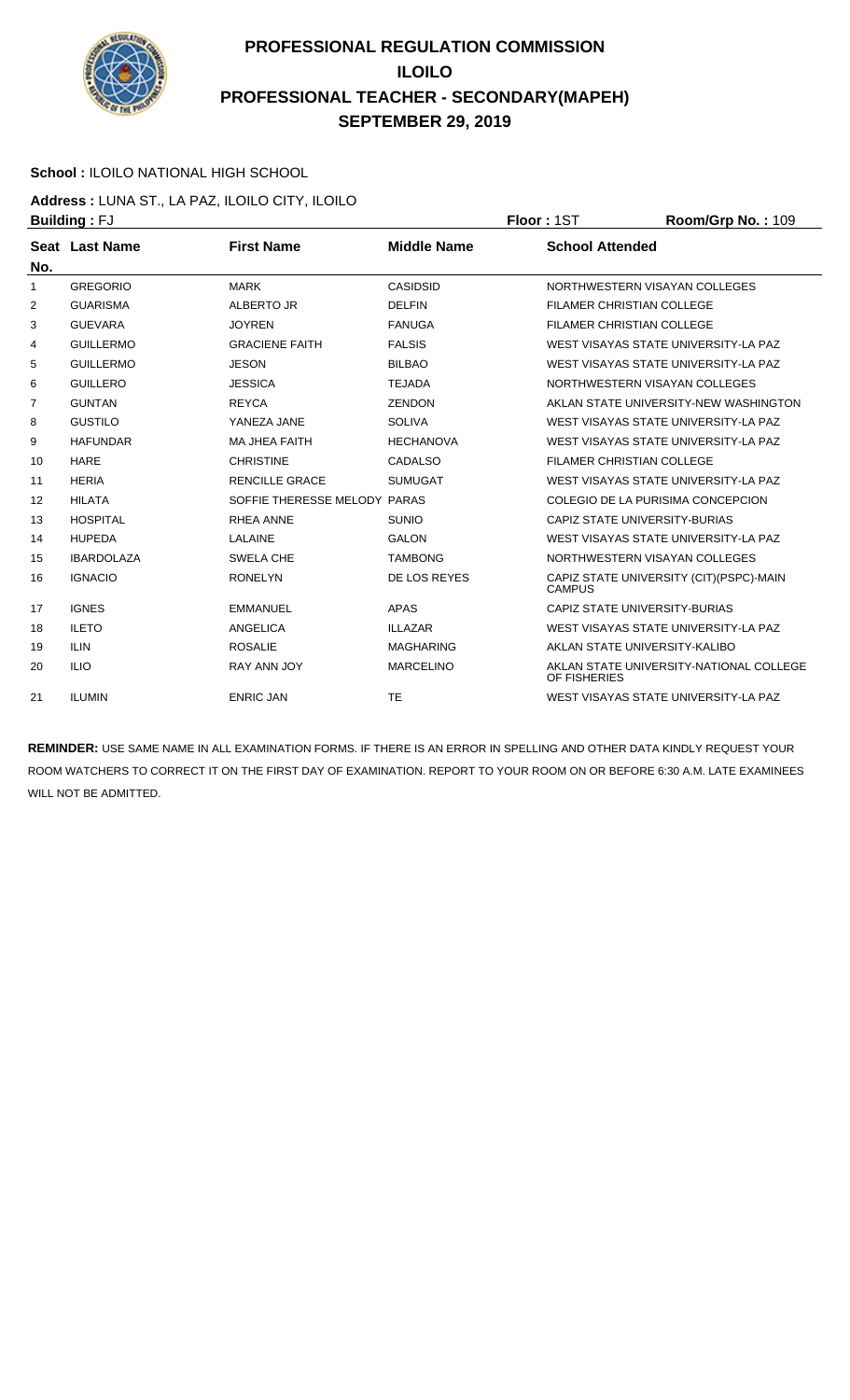# PROFESSIONAL REGULATION COMMISSION
# ILOILO
# PROFESSIONAL TEACHER - SECONDARY(MAPEH)
# SEPTEMBER 29, 2019

**School :** ILOILO NATIONAL HIGH SCHOOL

**Address :** LUNA ST., LA PAZ, ILOILO CITY, ILOILO

**Building :** FJ **Floor :** 1ST **Room/Grp No. :** 109

| Seat No. | Last Name | First Name | Middle Name | School Attended |
|---|---|---|---|---|
| 1 | GREGORIO | MARK | CASIDSID | NORTHWESTERN VISAYAN COLLEGES |
| 2 | GUARISMA | ALBERTO JR | DELFIN | FILAMER CHRISTIAN COLLEGE |
| 3 | GUEVARA | JOYREN | FANUGA | FILAMER CHRISTIAN COLLEGE |
| 4 | GUILLERMO | GRACIENE FAITH | FALSIS | WEST VISAYAS STATE UNIVERSITY-LA PAZ |
| 5 | GUILLERMO | JESON | BILBAO | WEST VISAYAS STATE UNIVERSITY-LA PAZ |
| 6 | GUILLERO | JESSICA | TEJADA | NORTHWESTERN VISAYAN COLLEGES |
| 7 | GUNTAN | REYCA | ZENDON | AKLAN STATE UNIVERSITY-NEW WASHINGTON |
| 8 | GUSTILO | YANEZA JANE | SOLIVA | WEST VISAYAS STATE UNIVERSITY-LA PAZ |
| 9 | HAFUNDAR | MA JHEA FAITH | HECHANOVA | WEST VISAYAS STATE UNIVERSITY-LA PAZ |
| 10 | HARE | CHRISTINE | CADALSO | FILAMER CHRISTIAN COLLEGE |
| 11 | HERIA | RENCILLE GRACE | SUMUGAT | WEST VISAYAS STATE UNIVERSITY-LA PAZ |
| 12 | HILATA | SOFFIE THERESSE MELODY | PARAS | COLEGIO DE LA PURISIMA CONCEPCION |
| 13 | HOSPITAL | RHEA ANNE | SUNIO | CAPIZ STATE UNIVERSITY-BURIAS |
| 14 | HUPEDA | LALAINE | GALON | WEST VISAYAS STATE UNIVERSITY-LA PAZ |
| 15 | IBARDOLAZA | SWELA CHE | TAMBONG | NORTHWESTERN VISAYAN COLLEGES |
| 16 | IGNACIO | RONELYN | DE LOS REYES | CAPIZ STATE UNIVERSITY (CIT)(PSPC)-MAIN CAMPUS |
| 17 | IGNES | EMMANUEL | APAS | CAPIZ STATE UNIVERSITY-BURIAS |
| 18 | ILETO | ANGELICA | ILLAZAR | WEST VISAYAS STATE UNIVERSITY-LA PAZ |
| 19 | ILIN | ROSALIE | MAGHARING | AKLAN STATE UNIVERSITY-KALIBO |
| 20 | ILIO | RAY ANN JOY | MARCELINO | AKLAN STATE UNIVERSITY-NATIONAL COLLEGE OF FISHERIES |
| 21 | ILUMIN | ENRIC JAN | TE | WEST VISAYAS STATE UNIVERSITY-LA PAZ |

**REMINDER:** USE SAME NAME IN ALL EXAMINATION FORMS. IF THERE IS AN ERROR IN SPELLING AND OTHER DATA KINDLY REQUEST YOUR ROOM WATCHERS TO CORRECT IT ON THE FIRST DAY OF EXAMINATION. REPORT TO YOUR ROOM ON OR BEFORE 6:30 A.M. LATE EXAMINEES WILL NOT BE ADMITTED.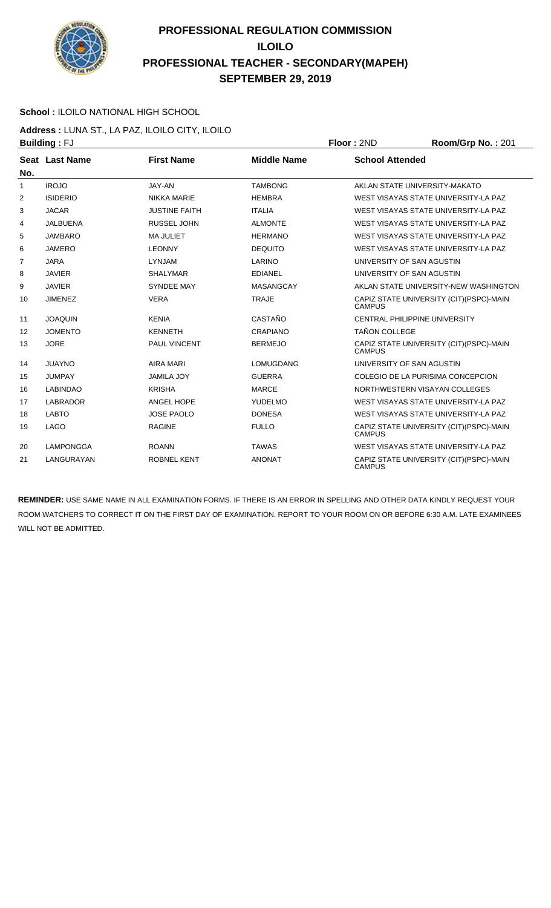# PROFESSIONAL REGULATION COMMISSION
# ILOILO
# PROFESSIONAL TEACHER - SECONDARY(MAPEH)
# SEPTEMBER 29, 2019

**School :** ILOILO NATIONAL HIGH SCHOOL

**Address :** LUNA ST., LA PAZ, ILOILO CITY, ILOILO

**Building :** FJ **Floor :** 2ND **Room/Grp No. :** 201

| Seat No. | Last Name | First Name | Middle Name | School Attended |
|---|---|---|---|---|
| 1 | IROJO | JAY-AN | TAMBONG | AKLAN STATE UNIVERSITY-MAKATO |
| 2 | ISIDERIO | NIKKA MARIE | HEMBRA | WEST VISAYAS STATE UNIVERSITY-LA PAZ |
| 3 | JACAR | JUSTINE FAITH | ITALIA | WEST VISAYAS STATE UNIVERSITY-LA PAZ |
| 4 | JALBUENA | RUSSEL JOHN | ALMONTE | WEST VISAYAS STATE UNIVERSITY-LA PAZ |
| 5 | JAMBARO | MA JULIET | HERMANO | WEST VISAYAS STATE UNIVERSITY-LA PAZ |
| 6 | JAMERO | LEONNY | DEQUITO | WEST VISAYAS STATE UNIVERSITY-LA PAZ |
| 7 | JARA | LYNJAM | LARINO | UNIVERSITY OF SAN AGUSTIN |
| 8 | JAVIER | SHALYMAR | EDIANEL | UNIVERSITY OF SAN AGUSTIN |
| 9 | JAVIER | SYNDEE MAY | MASANGCAY | AKLAN STATE UNIVERSITY-NEW WASHINGTON |
| 10 | JIMENEZ | VERA | TRAJE | CAPIZ STATE UNIVERSITY (CIT)(PSPC)-MAIN CAMPUS |
| 11 | JOAQUIN | KENIA | CASTAÑO | CENTRAL PHILIPPINE UNIVERSITY |
| 12 | JOMENTO | KENNETH | CRAPIANO | TAÑON COLLEGE |
| 13 | JORE | PAUL VINCENT | BERMEJO | CAPIZ STATE UNIVERSITY (CIT)(PSPC)-MAIN CAMPUS |
| 14 | JUAYNO | AIRA MARI | LOMUGDANG | UNIVERSITY OF SAN AGUSTIN |
| 15 | JUMPAY | JAMILA JOY | GUERRA | COLEGIO DE LA PURISIMA CONCEPCION |
| 16 | LABINDAO | KRISHA | MARCE | NORTHWESTERN VISAYAN COLLEGES |
| 17 | LABRADOR | ANGEL HOPE | YUDELMO | WEST VISAYAS STATE UNIVERSITY-LA PAZ |
| 18 | LABTO | JOSE PAOLO | DONESA | WEST VISAYAS STATE UNIVERSITY-LA PAZ |
| 19 | LAGO | RAGINE | FULLO | CAPIZ STATE UNIVERSITY (CIT)(PSPC)-MAIN CAMPUS |
| 20 | LAMPONGGA | ROANN | TAWAS | WEST VISAYAS STATE UNIVERSITY-LA PAZ |
| 21 | LANGURAYAN | ROBNEL KENT | ANONAT | CAPIZ STATE UNIVERSITY (CIT)(PSPC)-MAIN CAMPUS |

**REMINDER:** USE SAME NAME IN ALL EXAMINATION FORMS. IF THERE IS AN ERROR IN SPELLING AND OTHER DATA KINDLY REQUEST YOUR ROOM WATCHERS TO CORRECT IT ON THE FIRST DAY OF EXAMINATION. REPORT TO YOUR ROOM ON OR BEFORE 6:30 A.M. LATE EXAMINEES WILL NOT BE ADMITTED.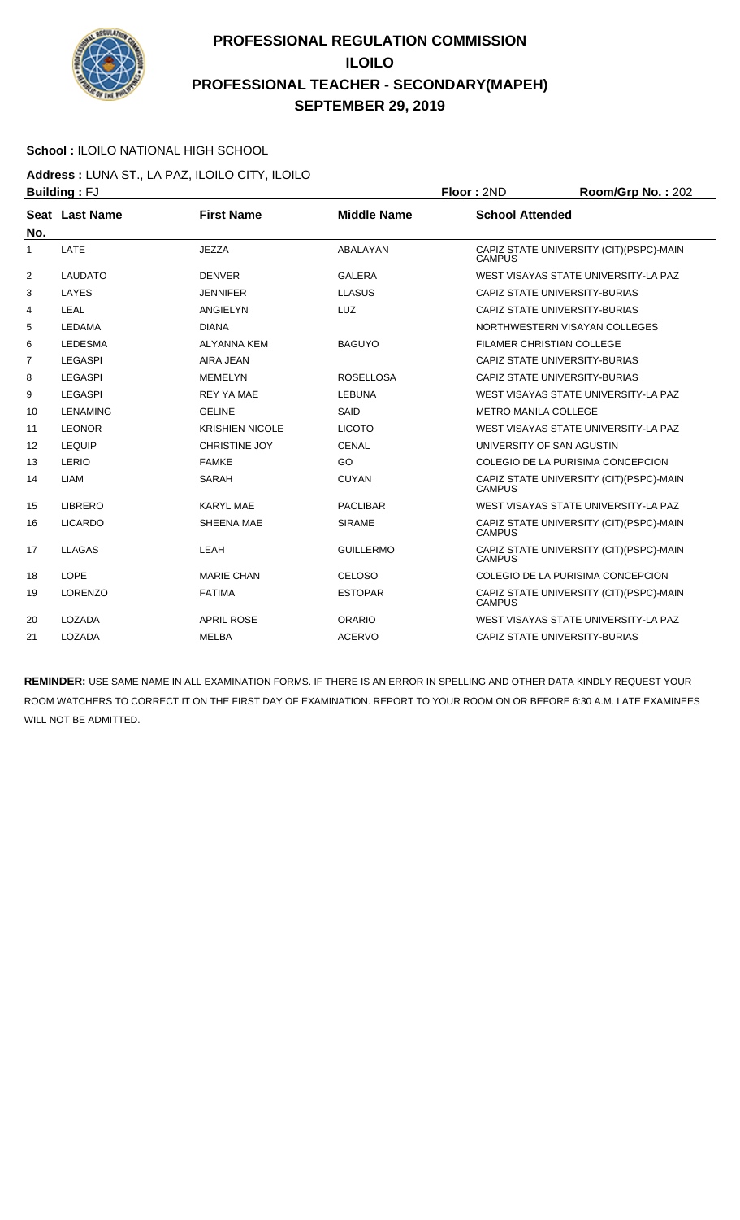# PROFESSIONAL REGULATION COMMISSION
## ILOILO
## PROFESSIONAL TEACHER - SECONDARY(MAPEH)
## SEPTEMBER 29, 2019

**School :** ILOILO NATIONAL HIGH SCHOOL

**Address :** LUNA ST., LA PAZ, ILOILO CITY, ILOILO

**Building :** FJ | **Floor :** 2ND | **Room/Grp No. :** 202

| Seat No. | Last Name | First Name | Middle Name | School Attended |
|---|---|---|---|---|
| 1 | LATE | JEZZA | ABALAYAN | CAPIZ STATE UNIVERSITY (CIT)(PSPC)-MAIN CAMPUS |
| 2 | LAUDATO | DENVER | GALERA | WEST VISAYAS STATE UNIVERSITY-LA PAZ |
| 3 | LAYES | JENNIFER | LLASUS | CAPIZ STATE UNIVERSITY-BURIAS |
| 4 | LEAL | ANGIELYN | LUZ | CAPIZ STATE UNIVERSITY-BURIAS |
| 5 | LEDAMA | DIANA | | NORTHWESTERN VISAYAN COLLEGES |
| 6 | LEDESMA | ALYANNA KEM | BAGUYO | FILAMER CHRISTIAN COLLEGE |
| 7 | LEGASPI | AIRA JEAN | | CAPIZ STATE UNIVERSITY-BURIAS |
| 8 | LEGASPI | MEMELYN | ROSELLOSA | CAPIZ STATE UNIVERSITY-BURIAS |
| 9 | LEGASPI | REY YA MAE | LEBUNA | WEST VISAYAS STATE UNIVERSITY-LA PAZ |
| 10 | LENAMING | GELINE | SAID | METRO MANILA COLLEGE |
| 11 | LEONOR | KRISHIEN NICOLE | LICOTO | WEST VISAYAS STATE UNIVERSITY-LA PAZ |
| 12 | LEQUIP | CHRISTINE JOY | CENAL | UNIVERSITY OF SAN AGUSTIN |
| 13 | LERIO | FAMKE | GO | COLEGIO DE LA PURISIMA CONCEPCION |
| 14 | LIAM | SARAH | CUYAN | CAPIZ STATE UNIVERSITY (CIT)(PSPC)-MAIN CAMPUS |
| 15 | LIBRERO | KARYL MAE | PACLIBAR | WEST VISAYAS STATE UNIVERSITY-LA PAZ |
| 16 | LICARDO | SHEENA MAE | SIRAME | CAPIZ STATE UNIVERSITY (CIT)(PSPC)-MAIN CAMPUS |
| 17 | LLAGAS | LEAH | GUILLERMO | CAPIZ STATE UNIVERSITY (CIT)(PSPC)-MAIN CAMPUS |
| 18 | LOPE | MARIE CHAN | CELOSO | COLEGIO DE LA PURISIMA CONCEPCION |
| 19 | LORENZO | FATIMA | ESTOPAR | CAPIZ STATE UNIVERSITY (CIT)(PSPC)-MAIN CAMPUS |
| 20 | LOZADA | APRIL ROSE | ORARIO | WEST VISAYAS STATE UNIVERSITY-LA PAZ |
| 21 | LOZADA | MELBA | ACERVO | CAPIZ STATE UNIVERSITY-BURIAS |

**REMINDER:** USE SAME NAME IN ALL EXAMINATION FORMS. IF THERE IS AN ERROR IN SPELLING AND OTHER DATA KINDLY REQUEST YOUR ROOM WATCHERS TO CORRECT IT ON THE FIRST DAY OF EXAMINATION. REPORT TO YOUR ROOM ON OR BEFORE 6:30 A.M. LATE EXAMINEES WILL NOT BE ADMITTED.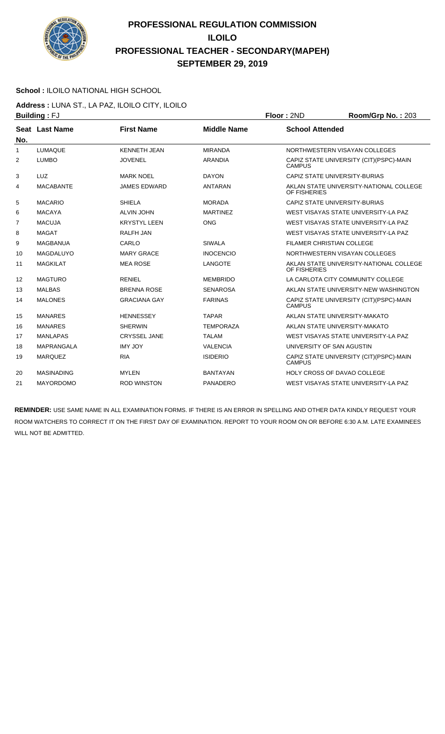# PROFESSIONAL REGULATION COMMISSION
# ILOILO
# PROFESSIONAL TEACHER - SECONDARY(MAPEH)
# SEPTEMBER 29, 2019

**School :** ILOILO NATIONAL HIGH SCHOOL

**Address :** LUNA ST., LA PAZ, ILOILO CITY, ILOILO

**Building :** FJ **Floor :** 2ND **Room/Grp No. :** 203

| Seat No. | Last Name | First Name | Middle Name | School Attended |
|---|---|---|---|---|
| 1 | LUMAQUE | KENNETH JEAN | MIRANDA | NORTHWESTERN VISAYAN COLLEGES |
| 2 | LUMBO | JOVENEL | ARANDIA | CAPIZ STATE UNIVERSITY (CIT)(PSPC)-MAIN CAMPUS |
| 3 | LUZ | MARK NOEL | DAYON | CAPIZ STATE UNIVERSITY-BURIAS |
| 4 | MACABANTE | JAMES EDWARD | ANTARAN | AKLAN STATE UNIVERSITY-NATIONAL COLLEGE OF FISHERIES |
| 5 | MACARIO | SHIELA | MORADA | CAPIZ STATE UNIVERSITY-BURIAS |
| 6 | MACAYA | ALVIN JOHN | MARTINEZ | WEST VISAYAS STATE UNIVERSITY-LA PAZ |
| 7 | MACUJA | KRYSTYL LEEN | ONG | WEST VISAYAS STATE UNIVERSITY-LA PAZ |
| 8 | MAGAT | RALFH JAN | | WEST VISAYAS STATE UNIVERSITY-LA PAZ |
| 9 | MAGBANUA | CARLO | SIWALA | FILAMER CHRISTIAN COLLEGE |
| 10 | MAGDALUYO | MARY GRACE | INOCENCIO | NORTHWESTERN VISAYAN COLLEGES |
| 11 | MAGKILAT | MEA ROSE | LANGOTE | AKLAN STATE UNIVERSITY-NATIONAL COLLEGE OF FISHERIES |
| 12 | MAGTURO | RENIEL | MEMBRIDO | LA CARLOTA CITY COMMUNITY COLLEGE |
| 13 | MALBAS | BRENNA ROSE | SENAROSA | AKLAN STATE UNIVERSITY-NEW WASHINGTON |
| 14 | MALONES | GRACIANA GAY | FARINAS | CAPIZ STATE UNIVERSITY (CIT)(PSPC)-MAIN CAMPUS |
| 15 | MANARES | HENNESSEY | TAPAR | AKLAN STATE UNIVERSITY-MAKATO |
| 16 | MANARES | SHERWIN | TEMPORAZA | AKLAN STATE UNIVERSITY-MAKATO |
| 17 | MANLAPAS | CRYSSEL JANE | TALAM | WEST VISAYAS STATE UNIVERSITY-LA PAZ |
| 18 | MAPRANGALA | IMY JOY | VALENCIA | UNIVERSITY OF SAN AGUSTIN |
| 19 | MARQUEZ | RIA | ISIDERIO | CAPIZ STATE UNIVERSITY (CIT)(PSPC)-MAIN CAMPUS |
| 20 | MASINADING | MYLEN | BANTAYAN | HOLY CROSS OF DAVAO COLLEGE |
| 21 | MAYORDOMO | ROD WINSTON | PANADERO | WEST VISAYAS STATE UNIVERSITY-LA PAZ |

**REMINDER:** USE SAME NAME IN ALL EXAMINATION FORMS. IF THERE IS AN ERROR IN SPELLING AND OTHER DATA KINDLY REQUEST YOUR ROOM WATCHERS TO CORRECT IT ON THE FIRST DAY OF EXAMINATION. REPORT TO YOUR ROOM ON OR BEFORE 6:30 A.M. LATE EXAMINEES WILL NOT BE ADMITTED.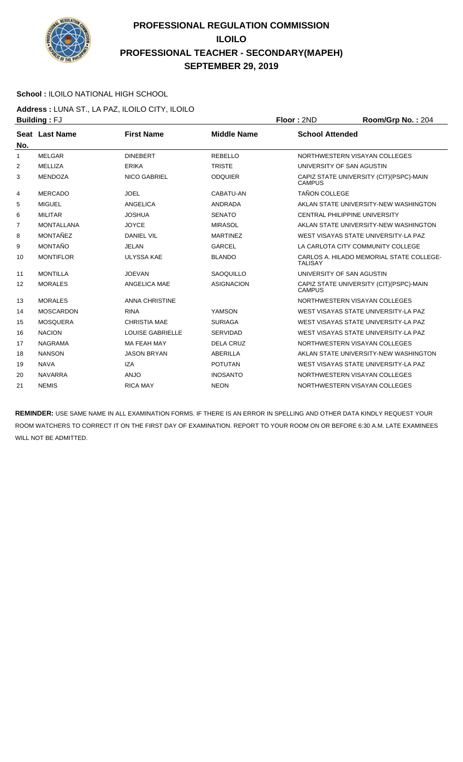# PROFESSIONAL REGULATION COMMISSION
# ILOILO
# PROFESSIONAL TEACHER - SECONDARY(MAPEH)
# SEPTEMBER 29, 2019

**School :** ILOILO NATIONAL HIGH SCHOOL

**Address :** LUNA ST., LA PAZ, ILOILO CITY, ILOILO

**Building :** FJ **Floor :** 2ND **Room/Grp No. :** 204

| Seat No. | Last Name | First Name | Middle Name | School Attended |
|---|---|---|---|---|
| 1 | MELGAR | DINEBERT | REBELLO | NORTHWESTERN VISAYAN COLLEGES |
| 2 | MELLIZA | ERIKA | TRISTE | UNIVERSITY OF SAN AGUSTIN |
| 3 | MENDOZA | NICO GABRIEL | ODQUIER | CAPIZ STATE UNIVERSITY (CIT)(PSPC)-MAIN CAMPUS |
| 4 | MERCADO | JOEL | CABATU-AN | TAÑON COLLEGE |
| 5 | MIGUEL | ANGELICA | ANDRADA | AKLAN STATE UNIVERSITY-NEW WASHINGTON |
| 6 | MILITAR | JOSHUA | SENATO | CENTRAL PHILIPPINE UNIVERSITY |
| 7 | MONTALLANA | JOYCE | MIRASOL | AKLAN STATE UNIVERSITY-NEW WASHINGTON |
| 8 | MONTAÑEZ | DANIEL VIL | MARTINEZ | WEST VISAYAS STATE UNIVERSITY-LA PAZ |
| 9 | MONTAÑO | JELAN | GARCEL | LA CARLOTA CITY COMMUNITY COLLEGE |
| 10 | MONTIFLOR | ULYSSA KAE | BLANDO | CARLOS A. HILADO MEMORIAL STATE COLLEGE-TALISAY |
| 11 | MONTILLA | JOEVAN | SAOQUILLO | UNIVERSITY OF SAN AGUSTIN |
| 12 | MORALES | ANGELICA MAE | ASIGNACION | CAPIZ STATE UNIVERSITY (CIT)(PSPC)-MAIN CAMPUS |
| 13 | MORALES | ANNA CHRISTINE | | NORTHWESTERN VISAYAN COLLEGES |
| 14 | MOSCARDON | RINA | YAMSON | WEST VISAYAS STATE UNIVERSITY-LA PAZ |
| 15 | MOSQUERA | CHRISTIA MAE | SURIAGA | WEST VISAYAS STATE UNIVERSITY-LA PAZ |
| 16 | NACION | LOUISE GABRIELLE | SERVIDAD | WEST VISAYAS STATE UNIVERSITY-LA PAZ |
| 17 | NAGRAMA | MA FEAH MAY | DELA CRUZ | NORTHWESTERN VISAYAN COLLEGES |
| 18 | NANSON | JASON BRYAN | ABERILLA | AKLAN STATE UNIVERSITY-NEW WASHINGTON |
| 19 | NAVA | IZA | POTUTAN | WEST VISAYAS STATE UNIVERSITY-LA PAZ |
| 20 | NAVARRA | ANJO | INOSANTO | NORTHWESTERN VISAYAN COLLEGES |
| 21 | NEMIS | RICA MAY | NEON | NORTHWESTERN VISAYAN COLLEGES |

**REMINDER:** USE SAME NAME IN ALL EXAMINATION FORMS. IF THERE IS AN ERROR IN SPELLING AND OTHER DATA KINDLY REQUEST YOUR ROOM WATCHERS TO CORRECT IT ON THE FIRST DAY OF EXAMINATION. REPORT TO YOUR ROOM ON OR BEFORE 6:30 A.M. LATE EXAMINEES WILL NOT BE ADMITTED.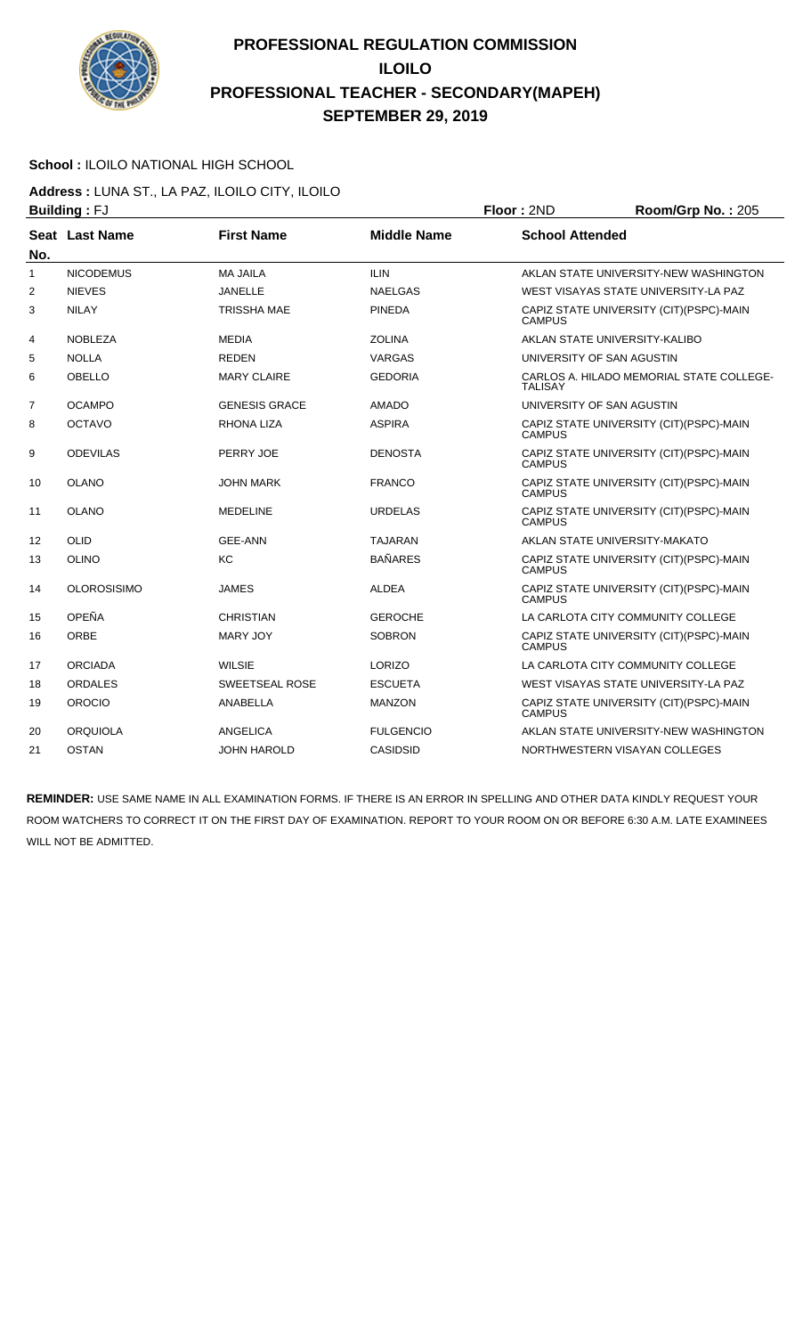# PROFESSIONAL REGULATION COMMISSION
# ILOILO
# PROFESSIONAL TEACHER - SECONDARY(MAPEH)
# SEPTEMBER 29, 2019

**School :** ILOILO NATIONAL HIGH SCHOOL

**Address :** LUNA ST., LA PAZ, ILOILO CITY, ILOILO

**Building :** FJ **Floor :** 2ND **Room/Grp No. :** 205

| Seat No. | Last Name | First Name | Middle Name | School Attended |
|---|---|---|---|---|
| 1 | NICODEMUS | MA JAILA | ILIN | AKLAN STATE UNIVERSITY-NEW WASHINGTON |
| 2 | NIEVES | JANELLE | NAELGAS | WEST VISAYAS STATE UNIVERSITY-LA PAZ |
| 3 | NILAY | TRISSHA MAE | PINEDA | CAPIZ STATE UNIVERSITY (CIT)(PSPC)-MAIN CAMPUS |
| 4 | NOBLEZA | MEDIA | ZOLINA | AKLAN STATE UNIVERSITY-KALIBO |
| 5 | NOLLA | REDEN | VARGAS | UNIVERSITY OF SAN AGUSTIN |
| 6 | OBELLO | MARY CLAIRE | GEDORIA | CARLOS A. HILADO MEMORIAL STATE COLLEGE-TALISAY |
| 7 | OCAMPO | GENESIS GRACE | AMADO | UNIVERSITY OF SAN AGUSTIN |
| 8 | OCTAVO | RHONA LIZA | ASPIRA | CAPIZ STATE UNIVERSITY (CIT)(PSPC)-MAIN CAMPUS |
| 9 | ODEVILAS | PERRY JOE | DENOSTA | CAPIZ STATE UNIVERSITY (CIT)(PSPC)-MAIN CAMPUS |
| 10 | OLANO | JOHN MARK | FRANCO | CAPIZ STATE UNIVERSITY (CIT)(PSPC)-MAIN CAMPUS |
| 11 | OLANO | MEDELINE | URDELAS | CAPIZ STATE UNIVERSITY (CIT)(PSPC)-MAIN CAMPUS |
| 12 | OLID | GEE-ANN | TAJARAN | AKLAN STATE UNIVERSITY-MAKATO |
| 13 | OLINO | KC | BAÑARES | CAPIZ STATE UNIVERSITY (CIT)(PSPC)-MAIN CAMPUS |
| 14 | OLOROSISIMO | JAMES | ALDEA | CAPIZ STATE UNIVERSITY (CIT)(PSPC)-MAIN CAMPUS |
| 15 | OPEÑA | CHRISTIAN | GEROCHE | LA CARLOTA CITY COMMUNITY COLLEGE |
| 16 | ORBE | MARY JOY | SOBRON | CAPIZ STATE UNIVERSITY (CIT)(PSPC)-MAIN CAMPUS |
| 17 | ORCIADA | WILSIE | LORIZO | LA CARLOTA CITY COMMUNITY COLLEGE |
| 18 | ORDALES | SWEETSEAL ROSE | ESCUETA | WEST VISAYAS STATE UNIVERSITY-LA PAZ |
| 19 | OROCIO | ANABELLA | MANZON | CAPIZ STATE UNIVERSITY (CIT)(PSPC)-MAIN CAMPUS |
| 20 | ORQUIOLA | ANGELICA | FULGENCIO | AKLAN STATE UNIVERSITY-NEW WASHINGTON |
| 21 | OSTAN | JOHN HAROLD | CASIDSID | NORTHWESTERN VISAYAN COLLEGES |

**REMINDER:** USE SAME NAME IN ALL EXAMINATION FORMS. IF THERE IS AN ERROR IN SPELLING AND OTHER DATA KINDLY REQUEST YOUR ROOM WATCHERS TO CORRECT IT ON THE FIRST DAY OF EXAMINATION. REPORT TO YOUR ROOM ON OR BEFORE 6:30 A.M. LATE EXAMINEES WILL NOT BE ADMITTED.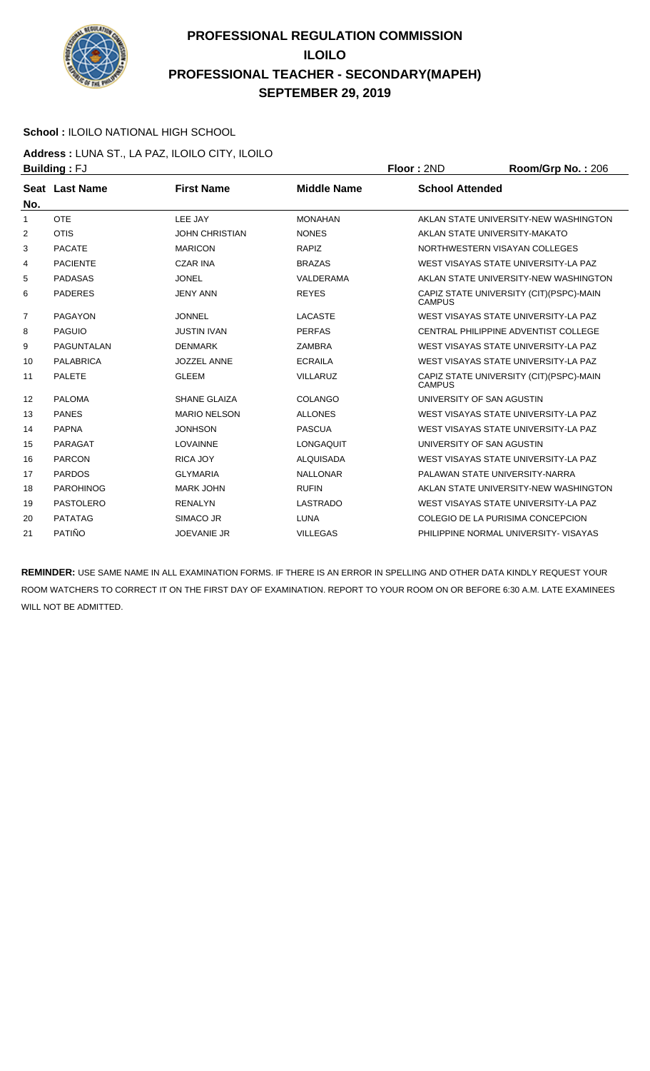# PROFESSIONAL REGULATION COMMISSION
## ILOILO
## PROFESSIONAL TEACHER - SECONDARY(MAPEH)
## SEPTEMBER 29, 2019

**School :** ILOILO NATIONAL HIGH SCHOOL

**Address :** LUNA ST., LA PAZ, ILOILO CITY, ILOILO

**Building :** FJ | **Floor :** 2ND | **Room/Grp No. :** 206

| Seat No. | Last Name | First Name | Middle Name | School Attended |
|---|---|---|---|---|
| 1 | OTE | LEE JAY | MONAHAN | AKLAN STATE UNIVERSITY-NEW WASHINGTON |
| 2 | OTIS | JOHN CHRISTIAN | NONES | AKLAN STATE UNIVERSITY-MAKATO |
| 3 | PACATE | MARICON | RAPIZ | NORTHWESTERN VISAYAN COLLEGES |
| 4 | PACIENTE | CZAR INA | BRAZAS | WEST VISAYAS STATE UNIVERSITY-LA PAZ |
| 5 | PADASAS | JONEL | VALDERAMA | AKLAN STATE UNIVERSITY-NEW WASHINGTON |
| 6 | PADERES | JENY ANN | REYES | CAPIZ STATE UNIVERSITY (CIT)(PSPC)-MAIN CAMPUS |
| 7 | PAGAYON | JONNEL | LACASTE | WEST VISAYAS STATE UNIVERSITY-LA PAZ |
| 8 | PAGUIO | JUSTIN IVAN | PERFAS | CENTRAL PHILIPPINE ADVENTIST COLLEGE |
| 9 | PAGUNTALAN | DENMARK | ZAMBRA | WEST VISAYAS STATE UNIVERSITY-LA PAZ |
| 10 | PALABRICA | JOZZEL ANNE | ECRAILA | WEST VISAYAS STATE UNIVERSITY-LA PAZ |
| 11 | PALETE | GLEEM | VILLARUZ | CAPIZ STATE UNIVERSITY (CIT)(PSPC)-MAIN CAMPUS |
| 12 | PALOMA | SHANE GLAIZA | COLANGO | UNIVERSITY OF SAN AGUSTIN |
| 13 | PANES | MARIO NELSON | ALLONES | WEST VISAYAS STATE UNIVERSITY-LA PAZ |
| 14 | PAPNA | JONHSON | PASCUA | WEST VISAYAS STATE UNIVERSITY-LA PAZ |
| 15 | PARAGAT | LOVAINNE | LONGAQUIT | UNIVERSITY OF SAN AGUSTIN |
| 16 | PARCON | RICA JOY | ALQUISADA | WEST VISAYAS STATE UNIVERSITY-LA PAZ |
| 17 | PARDOS | GLYMARIA | NALLONAR | PALAWAN STATE UNIVERSITY-NARRA |
| 18 | PAROHINOG | MARK JOHN | RUFIN | AKLAN STATE UNIVERSITY-NEW WASHINGTON |
| 19 | PASTOLERO | RENALYN | LASTRADO | WEST VISAYAS STATE UNIVERSITY-LA PAZ |
| 20 | PATATAG | SIMACO JR | LUNA | COLEGIO DE LA PURISIMA CONCEPCION |
| 21 | PATIÑO | JOEVANIE JR | VILLEGAS | PHILIPPINE NORMAL UNIVERSITY- VISAYAS |

**REMINDER:** USE SAME NAME IN ALL EXAMINATION FORMS. IF THERE IS AN ERROR IN SPELLING AND OTHER DATA KINDLY REQUEST YOUR ROOM WATCHERS TO CORRECT IT ON THE FIRST DAY OF EXAMINATION. REPORT TO YOUR ROOM ON OR BEFORE 6:30 A.M. LATE EXAMINEES WILL NOT BE ADMITTED.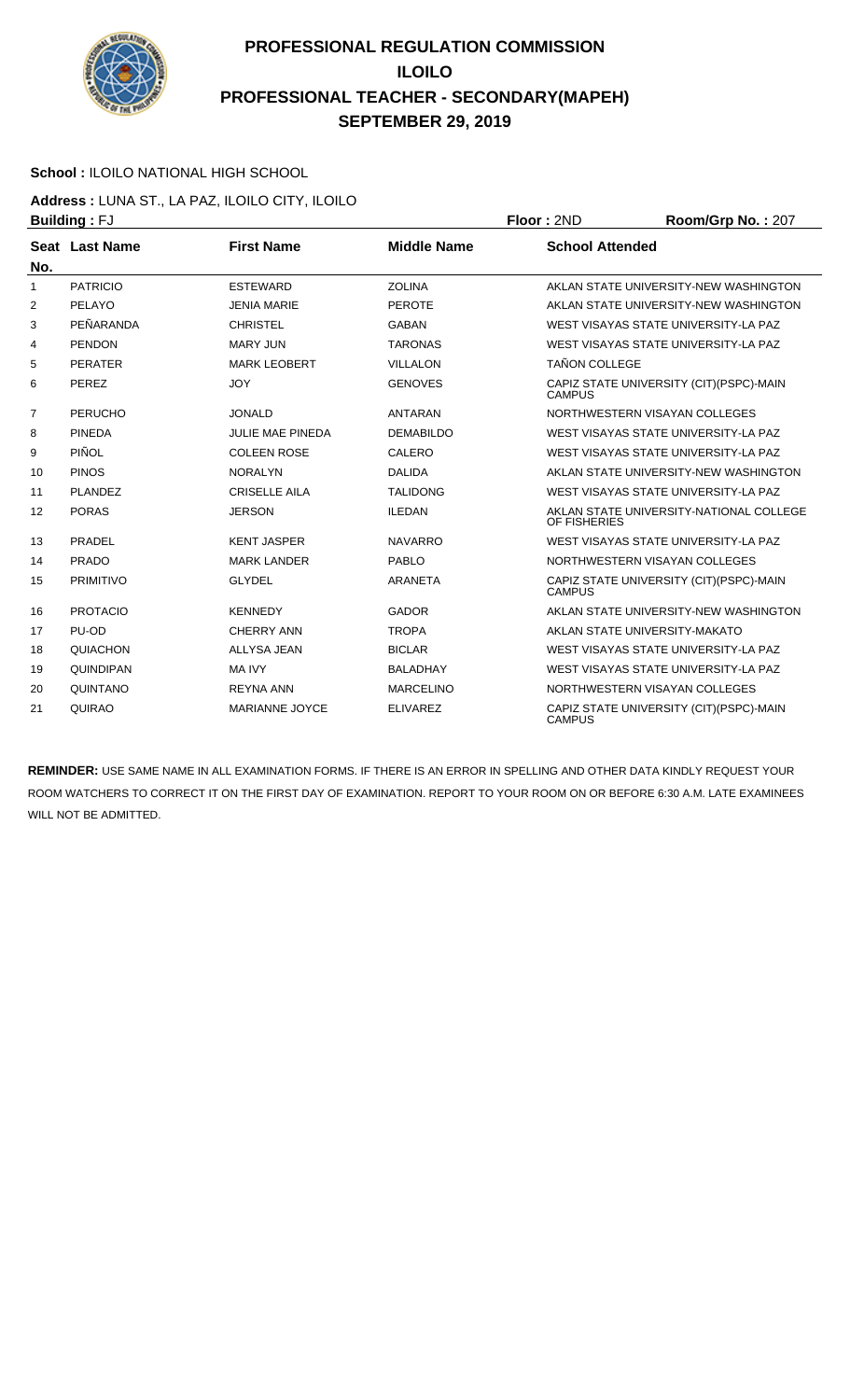# PROFESSIONAL REGULATION COMMISSION
## ILOILO
## PROFESSIONAL TEACHER - SECONDARY(MAPEH)
## SEPTEMBER 29, 2019

**School :** ILOILO NATIONAL HIGH SCHOOL

**Address :** LUNA ST., LA PAZ, ILOILO CITY, ILOILO

**Building :** FJ **Floor :** 2ND **Room/Grp No. :** 207

| Seat No. | Last Name | First Name | Middle Name | School Attended |
|---|---|---|---|---|
| 1 | PATRICIO | ESTEWARD | ZOLINA | AKLAN STATE UNIVERSITY-NEW WASHINGTON |
| 2 | PELAYO | JENIA MARIE | PEROTE | AKLAN STATE UNIVERSITY-NEW WASHINGTON |
| 3 | PEÑARANDA | CHRISTEL | GABAN | WEST VISAYAS STATE UNIVERSITY-LA PAZ |
| 4 | PENDON | MARY JUN | TARONAS | WEST VISAYAS STATE UNIVERSITY-LA PAZ |
| 5 | PERATER | MARK LEOBERT | VILLALON | TAÑON COLLEGE |
| 6 | PEREZ | JOY | GENOVES | CAPIZ STATE UNIVERSITY (CIT)(PSPC)-MAIN CAMPUS |
| 7 | PERUCHO | JONALD | ANTARAN | NORTHWESTERN VISAYAN COLLEGES |
| 8 | PINEDA | JULIE MAE PINEDA | DEMABILDO | WEST VISAYAS STATE UNIVERSITY-LA PAZ |
| 9 | PIÑOL | COLEEN ROSE | CALERO | WEST VISAYAS STATE UNIVERSITY-LA PAZ |
| 10 | PINOS | NORALYN | DALIDA | AKLAN STATE UNIVERSITY-NEW WASHINGTON |
| 11 | PLANDEZ | CRISELLE AILA | TALIDONG | WEST VISAYAS STATE UNIVERSITY-LA PAZ |
| 12 | PORAS | JERSON | ILEDAN | AKLAN STATE UNIVERSITY-NATIONAL COLLEGE OF FISHERIES |
| 13 | PRADEL | KENT JASPER | NAVARRO | WEST VISAYAS STATE UNIVERSITY-LA PAZ |
| 14 | PRADO | MARK LANDER | PABLO | NORTHWESTERN VISAYAN COLLEGES |
| 15 | PRIMITIVO | GLYDEL | ARANETA | CAPIZ STATE UNIVERSITY (CIT)(PSPC)-MAIN CAMPUS |
| 16 | PROTACIO | KENNEDY | GADOR | AKLAN STATE UNIVERSITY-NEW WASHINGTON |
| 17 | PU-OD | CHERRY ANN | TROPA | AKLAN STATE UNIVERSITY-MAKATO |
| 18 | QUIACHON | ALLYSA JEAN | BICLAR | WEST VISAYAS STATE UNIVERSITY-LA PAZ |
| 19 | QUINDIPAN | MA IVY | BALADHAY | WEST VISAYAS STATE UNIVERSITY-LA PAZ |
| 20 | QUINTANO | REYNA ANN | MARCELINO | NORTHWESTERN VISAYAN COLLEGES |
| 21 | QUIRAO | MARIANNE JOYCE | ELIVAREZ | CAPIZ STATE UNIVERSITY (CIT)(PSPC)-MAIN CAMPUS |

**REMINDER:** USE SAME NAME IN ALL EXAMINATION FORMS. IF THERE IS AN ERROR IN SPELLING AND OTHER DATA KINDLY REQUEST YOUR ROOM WATCHERS TO CORRECT IT ON THE FIRST DAY OF EXAMINATION. REPORT TO YOUR ROOM ON OR BEFORE 6:30 A.M. LATE EXAMINEES WILL NOT BE ADMITTED.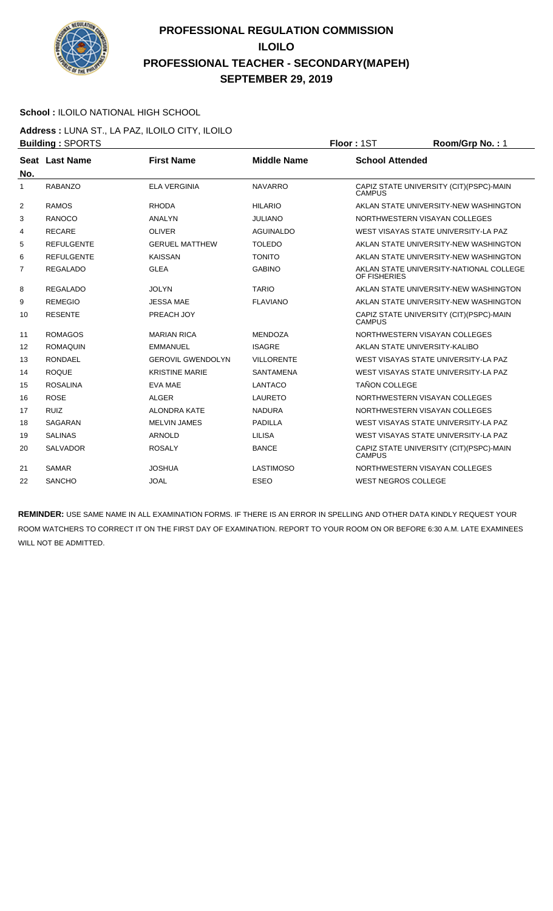# PROFESSIONAL REGULATION COMMISSION
# ILOILO
# PROFESSIONAL TEACHER - SECONDARY(MAPEH)
# SEPTEMBER 29, 2019

**School :** ILOILO NATIONAL HIGH SCHOOL

**Address :** LUNA ST., LA PAZ, ILOILO CITY, ILOILO

**Building :** SPORTS **Floor :** 1ST **Room/Grp No. :** 1

| Seat No. | Last Name | First Name | Middle Name | School Attended |
|---|---|---|---|---|
| 1 | RABANZO | ELA VERGINIA | NAVARRO | CAPIZ STATE UNIVERSITY (CIT)(PSPC)-MAIN CAMPUS |
| 2 | RAMOS | RHODA | HILARIO | AKLAN STATE UNIVERSITY-NEW WASHINGTON |
| 3 | RANOCO | ANALYN | JULIANO | NORTHWESTERN VISAYAN COLLEGES |
| 4 | RECARE | OLIVER | AGUINALDO | WEST VISAYAS STATE UNIVERSITY-LA PAZ |
| 5 | REFULGENTE | GERUEL MATTHEW | TOLEDO | AKLAN STATE UNIVERSITY-NEW WASHINGTON |
| 6 | REFULGENTE | KAISSAN | TONITO | AKLAN STATE UNIVERSITY-NEW WASHINGTON |
| 7 | REGALADO | GLEA | GABINO | AKLAN STATE UNIVERSITY-NATIONAL COLLEGE OF FISHERIES |
| 8 | REGALADO | JOLYN | TARIO | AKLAN STATE UNIVERSITY-NEW WASHINGTON |
| 9 | REMEGIO | JESSA MAE | FLAVIANO | AKLAN STATE UNIVERSITY-NEW WASHINGTON |
| 10 | RESENTE | PREACH JOY | | CAPIZ STATE UNIVERSITY (CIT)(PSPC)-MAIN CAMPUS |
| 11 | ROMAGOS | MARIAN RICA | MENDOZA | NORTHWESTERN VISAYAN COLLEGES |
| 12 | ROMAQUIN | EMMANUEL | ISAGRE | AKLAN STATE UNIVERSITY-KALIBO |
| 13 | RONDAEL | GEROVIL GWENDOLYN | VILLORENTE | WEST VISAYAS STATE UNIVERSITY-LA PAZ |
| 14 | ROQUE | KRISTINE MARIE | SANTAMENA | WEST VISAYAS STATE UNIVERSITY-LA PAZ |
| 15 | ROSALINA | EVA MAE | LANTACO | TAÑON COLLEGE |
| 16 | ROSE | ALGER | LAURETO | NORTHWESTERN VISAYAN COLLEGES |
| 17 | RUIZ | ALONDRA KATE | NADURA | NORTHWESTERN VISAYAN COLLEGES |
| 18 | SAGARAN | MELVIN JAMES | PADILLA | WEST VISAYAS STATE UNIVERSITY-LA PAZ |
| 19 | SALINAS | ARNOLD | LILISA | WEST VISAYAS STATE UNIVERSITY-LA PAZ |
| 20 | SALVADOR | ROSALY | BANCE | CAPIZ STATE UNIVERSITY (CIT)(PSPC)-MAIN CAMPUS |
| 21 | SAMAR | JOSHUA | LASTIMOSO | NORTHWESTERN VISAYAN COLLEGES |
| 22 | SANCHO | JOAL | ESEO | WEST NEGROS COLLEGE |

**REMINDER:** USE SAME NAME IN ALL EXAMINATION FORMS. IF THERE IS AN ERROR IN SPELLING AND OTHER DATA KINDLY REQUEST YOUR ROOM WATCHERS TO CORRECT IT ON THE FIRST DAY OF EXAMINATION. REPORT TO YOUR ROOM ON OR BEFORE 6:30 A.M. LATE EXAMINEES WILL NOT BE ADMITTED.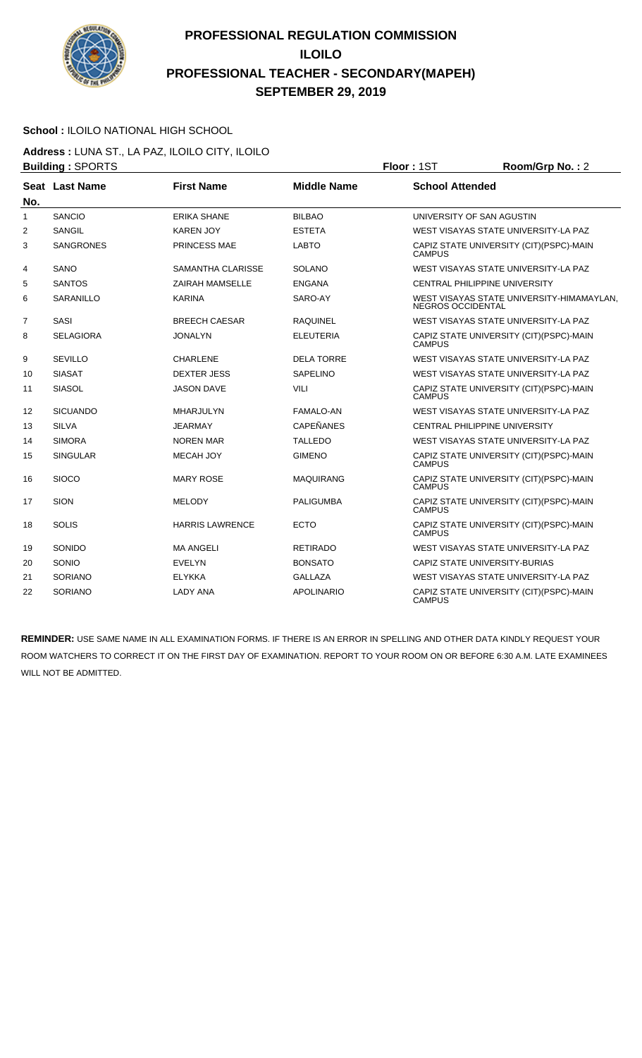# PROFESSIONAL REGULATION COMMISSION
# ILOILO
# PROFESSIONAL TEACHER - SECONDARY(MAPEH)
# SEPTEMBER 29, 2019

**School :** ILOILO NATIONAL HIGH SCHOOL

**Address :** LUNA ST., LA PAZ, ILOILO CITY, ILOILO

**Building :** SPORTS **Floor :** 1ST **Room/Grp No. :** 2

| Seat No. | Last Name | First Name | Middle Name | School Attended |
|---|---|---|---|---|
| 1 | SANCIO | ERIKA SHANE | BILBAO | UNIVERSITY OF SAN AGUSTIN |
| 2 | SANGIL | KAREN JOY | ESTETA | WEST VISAYAS STATE UNIVERSITY-LA PAZ |
| 3 | SANGRONES | PRINCESS MAE | LABTO | CAPIZ STATE UNIVERSITY (CIT)(PSPC)-MAIN CAMPUS |
| 4 | SANO | SAMANTHA CLARISSE | SOLANO | WEST VISAYAS STATE UNIVERSITY-LA PAZ |
| 5 | SANTOS | ZAIRAH MAMSELLE | ENGANA | CENTRAL PHILIPPINE UNIVERSITY |
| 6 | SARANILLO | KARINA | SARO-AY | WEST VISAYAS STATE UNIVERSITY-HIMAMAYLAN, NEGROS OCCIDENTAL |
| 7 | SASI | BREECH CAESAR | RAQUINEL | WEST VISAYAS STATE UNIVERSITY-LA PAZ |
| 8 | SELAGIORA | JONALYN | ELEUTERIA | CAPIZ STATE UNIVERSITY (CIT)(PSPC)-MAIN CAMPUS |
| 9 | SEVILLO | CHARLENE | DELA TORRE | WEST VISAYAS STATE UNIVERSITY-LA PAZ |
| 10 | SIASAT | DEXTER JESS | SAPELINO | WEST VISAYAS STATE UNIVERSITY-LA PAZ |
| 11 | SIASOL | JASON DAVE | VILI | CAPIZ STATE UNIVERSITY (CIT)(PSPC)-MAIN CAMPUS |
| 12 | SICUANDO | MHARJULYN | FAMALO-AN | WEST VISAYAS STATE UNIVERSITY-LA PAZ |
| 13 | SILVA | JEARMAY | CAPEÑANES | CENTRAL PHILIPPINE UNIVERSITY |
| 14 | SIMORA | NOREN MAR | TALLEDO | WEST VISAYAS STATE UNIVERSITY-LA PAZ |
| 15 | SINGULAR | MECAH JOY | GIMENO | CAPIZ STATE UNIVERSITY (CIT)(PSPC)-MAIN CAMPUS |
| 16 | SIOCO | MARY ROSE | MAQUIRANG | CAPIZ STATE UNIVERSITY (CIT)(PSPC)-MAIN CAMPUS |
| 17 | SION | MELODY | PALIGUMBA | CAPIZ STATE UNIVERSITY (CIT)(PSPC)-MAIN CAMPUS |
| 18 | SOLIS | HARRIS LAWRENCE | ECTO | CAPIZ STATE UNIVERSITY (CIT)(PSPC)-MAIN CAMPUS |
| 19 | SONIDO | MA ANGELI | RETIRADO | WEST VISAYAS STATE UNIVERSITY-LA PAZ |
| 20 | SONIO | EVELYN | BONSATO | CAPIZ STATE UNIVERSITY-BURIAS |
| 21 | SORIANO | ELYKKA | GALLAZA | WEST VISAYAS STATE UNIVERSITY-LA PAZ |
| 22 | SORIANO | LADY ANA | APOLINARIO | CAPIZ STATE UNIVERSITY (CIT)(PSPC)-MAIN CAMPUS |

**REMINDER:** USE SAME NAME IN ALL EXAMINATION FORMS. IF THERE IS AN ERROR IN SPELLING AND OTHER DATA KINDLY REQUEST YOUR ROOM WATCHERS TO CORRECT IT ON THE FIRST DAY OF EXAMINATION. REPORT TO YOUR ROOM ON OR BEFORE 6:30 A.M. LATE EXAMINEES WILL NOT BE ADMITTED.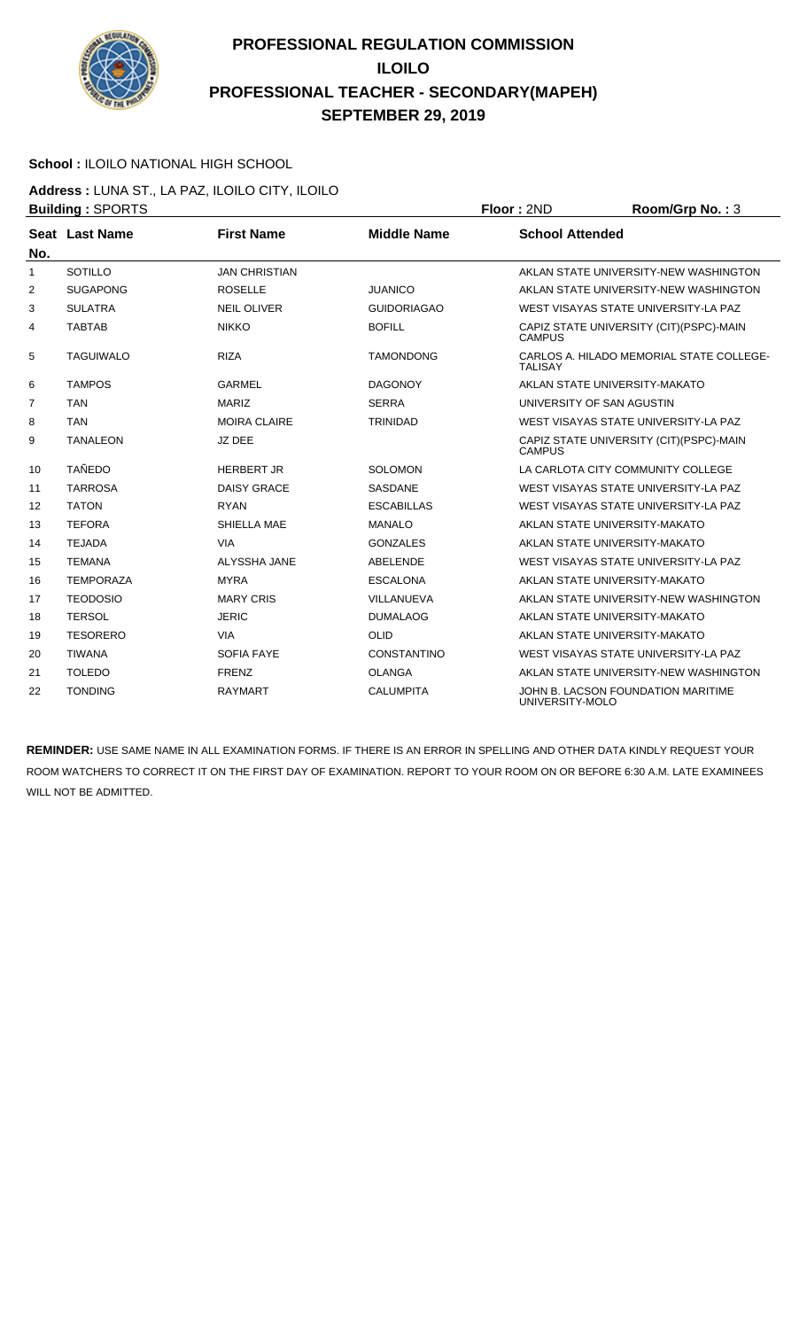# PROFESSIONAL REGULATION COMMISSION
# ILOILO
# PROFESSIONAL TEACHER - SECONDARY(MAPEH)
# SEPTEMBER 29, 2019

**School :** ILOILO NATIONAL HIGH SCHOOL

**Address :** LUNA ST., LA PAZ, ILOILO CITY, ILOILO

**Building :** SPORTS | **Floor :** 2ND | **Room/Grp No. :** 3

| Seat No. | Last Name | First Name | Middle Name | School Attended |
|---|---|---|---|---|
| 1 | SOTILLO | JAN CHRISTIAN | | AKLAN STATE UNIVERSITY-NEW WASHINGTON |
| 2 | SUGAPONG | ROSELLE | JUANICO | AKLAN STATE UNIVERSITY-NEW WASHINGTON |
| 3 | SULATRA | NEIL OLIVER | GUIDORIAGAO | WEST VISAYAS STATE UNIVERSITY-LA PAZ |
| 4 | TABTAB | NIKKO | BOFILL | CAPIZ STATE UNIVERSITY (CIT)(PSPC)-MAIN CAMPUS |
| 5 | TAGUIWALO | RIZA | TAMONDONG | CARLOS A. HILADO MEMORIAL STATE COLLEGE-TALISAY |
| 6 | TAMPOS | GARMEL | DAGONOY | AKLAN STATE UNIVERSITY-MAKATO |
| 7 | TAN | MARIZ | SERRA | UNIVERSITY OF SAN AGUSTIN |
| 8 | TAN | MOIRA CLAIRE | TRINIDAD | WEST VISAYAS STATE UNIVERSITY-LA PAZ |
| 9 | TANALEON | JZ DEE | | CAPIZ STATE UNIVERSITY (CIT)(PSPC)-MAIN CAMPUS |
| 10 | TAÑEDO | HERBERT JR | SOLOMON | LA CARLOTA CITY COMMUNITY COLLEGE |
| 11 | TARROSA | DAISY GRACE | SASDANE | WEST VISAYAS STATE UNIVERSITY-LA PAZ |
| 12 | TATON | RYAN | ESCABILLAS | WEST VISAYAS STATE UNIVERSITY-LA PAZ |
| 13 | TEFORA | SHIELLA MAE | MANALO | AKLAN STATE UNIVERSITY-MAKATO |
| 14 | TEJADA | VIA | GONZALES | AKLAN STATE UNIVERSITY-MAKATO |
| 15 | TEMANA | ALYSSHA JANE | ABELENDE | WEST VISAYAS STATE UNIVERSITY-LA PAZ |
| 16 | TEMPORAZA | MYRA | ESCALONA | AKLAN STATE UNIVERSITY-MAKATO |
| 17 | TEODOSIO | MARY CRIS | VILLANUEVA | AKLAN STATE UNIVERSITY-NEW WASHINGTON |
| 18 | TERSOL | JERIC | DUMALAOG | AKLAN STATE UNIVERSITY-MAKATO |
| 19 | TESORERO | VIA | OLID | AKLAN STATE UNIVERSITY-MAKATO |
| 20 | TIWANA | SOFIA FAYE | CONSTANTINO | WEST VISAYAS STATE UNIVERSITY-LA PAZ |
| 21 | TOLEDO | FRENZ | OLANGA | AKLAN STATE UNIVERSITY-NEW WASHINGTON |
| 22 | TONDING | RAYMART | CALUMPITA | JOHN B. LACSON FOUNDATION MARITIME UNIVERSITY-MOLO |

**REMINDER:** USE SAME NAME IN ALL EXAMINATION FORMS. IF THERE IS AN ERROR IN SPELLING AND OTHER DATA KINDLY REQUEST YOUR ROOM WATCHERS TO CORRECT IT ON THE FIRST DAY OF EXAMINATION. REPORT TO YOUR ROOM ON OR BEFORE 6:30 A.M. LATE EXAMINEES WILL NOT BE ADMITTED.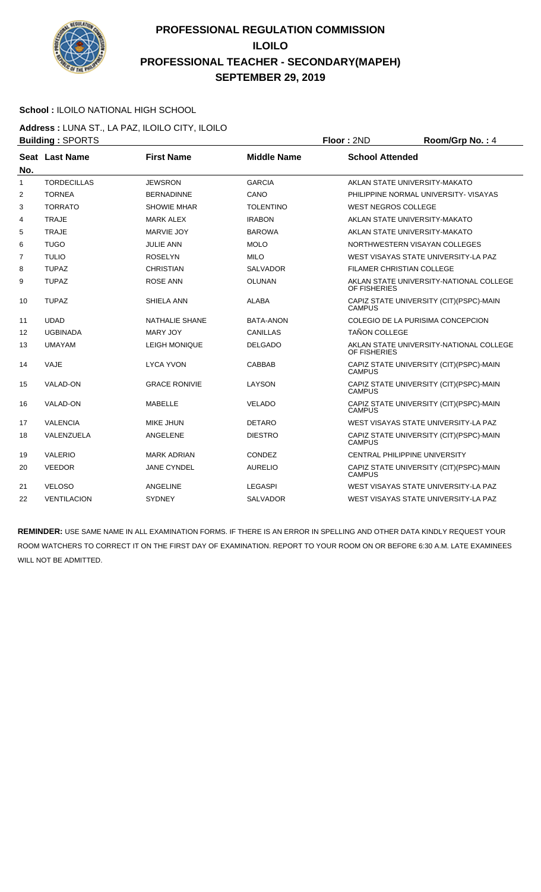# PROFESSIONAL REGULATION COMMISSION
# ILOILO
# PROFESSIONAL TEACHER - SECONDARY(MAPEH)
# SEPTEMBER 29, 2019

**School :** ILOILO NATIONAL HIGH SCHOOL

**Address :** LUNA ST., LA PAZ, ILOILO CITY, ILOILO

**Building :** SPORTS **Floor :** 2ND **Room/Grp No. :** 4

| Seat No. | Last Name | First Name | Middle Name | School Attended |
|---|---|---|---|---|
| 1 | TORDECILLAS | JEWSRON | GARCIA | AKLAN STATE UNIVERSITY-MAKATO |
| 2 | TORNEA | BERNADINNE | CANO | PHILIPPINE NORMAL UNIVERSITY- VISAYAS |
| 3 | TORRATO | SHOWIE MHAR | TOLENTINO | WEST NEGROS COLLEGE |
| 4 | TRAJE | MARK ALEX | IRABON | AKLAN STATE UNIVERSITY-MAKATO |
| 5 | TRAJE | MARVIE JOY | BAROWA | AKLAN STATE UNIVERSITY-MAKATO |
| 6 | TUGO | JULIE ANN | MOLO | NORTHWESTERN VISAYAN COLLEGES |
| 7 | TULIO | ROSELYN | MILO | WEST VISAYAS STATE UNIVERSITY-LA PAZ |
| 8 | TUPAZ | CHRISTIAN | SALVADOR | FILAMER CHRISTIAN COLLEGE |
| 9 | TUPAZ | ROSE ANN | OLUNAN | AKLAN STATE UNIVERSITY-NATIONAL COLLEGE OF FISHERIES |
| 10 | TUPAZ | SHIELA ANN | ALABA | CAPIZ STATE UNIVERSITY (CIT)(PSPC)-MAIN CAMPUS |
| 11 | UDAD | NATHALIE SHANE | BATA-ANON | COLEGIO DE LA PURISIMA CONCEPCION |
| 12 | UGBINADA | MARY JOY | CANILLAS | TAÑON COLLEGE |
| 13 | UMAYAM | LEIGH MONIQUE | DELGADO | AKLAN STATE UNIVERSITY-NATIONAL COLLEGE OF FISHERIES |
| 14 | VAJE | LYCA YVON | CABBAB | CAPIZ STATE UNIVERSITY (CIT)(PSPC)-MAIN CAMPUS |
| 15 | VALAD-ON | GRACE RONIVIE | LAYSON | CAPIZ STATE UNIVERSITY (CIT)(PSPC)-MAIN CAMPUS |
| 16 | VALAD-ON | MABELLE | VELADO | CAPIZ STATE UNIVERSITY (CIT)(PSPC)-MAIN CAMPUS |
| 17 | VALENCIA | MIKE JHUN | DETARO | WEST VISAYAS STATE UNIVERSITY-LA PAZ |
| 18 | VALENZUELA | ANGELENE | DIESTRO | CAPIZ STATE UNIVERSITY (CIT)(PSPC)-MAIN CAMPUS |
| 19 | VALERIO | MARK ADRIAN | CONDEZ | CENTRAL PHILIPPINE UNIVERSITY |
| 20 | VEEDOR | JANE CYNDEL | AURELIO | CAPIZ STATE UNIVERSITY (CIT)(PSPC)-MAIN CAMPUS |
| 21 | VELOSO | ANGELINE | LEGASPI | WEST VISAYAS STATE UNIVERSITY-LA PAZ |
| 22 | VENTILACION | SYDNEY | SALVADOR | WEST VISAYAS STATE UNIVERSITY-LA PAZ |

**REMINDER:** USE SAME NAME IN ALL EXAMINATION FORMS. IF THERE IS AN ERROR IN SPELLING AND OTHER DATA KINDLY REQUEST YOUR ROOM WATCHERS TO CORRECT IT ON THE FIRST DAY OF EXAMINATION. REPORT TO YOUR ROOM ON OR BEFORE 6:30 A.M. LATE EXAMINEES WILL NOT BE ADMITTED.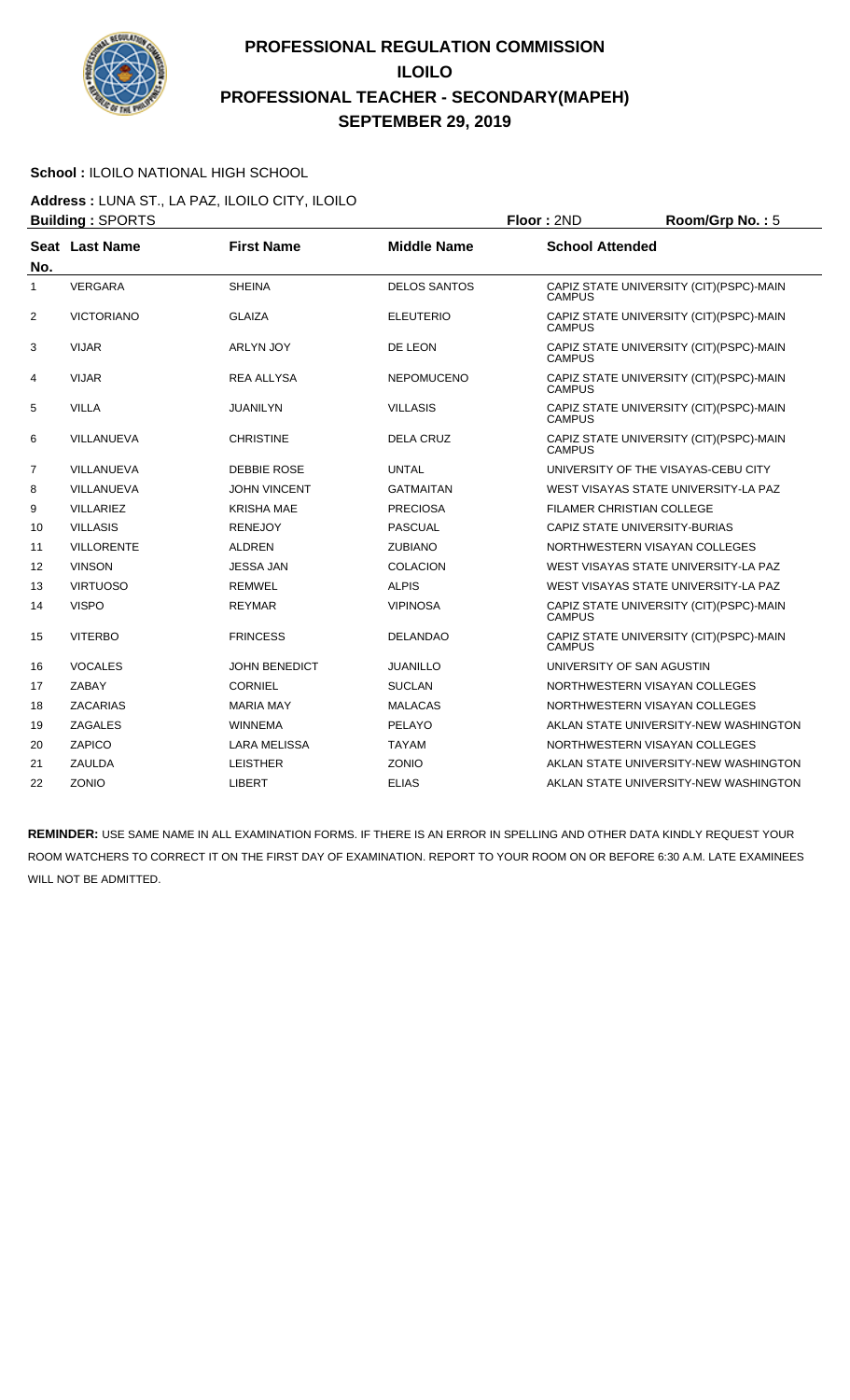# PROFESSIONAL REGULATION COMMISSION
# ILOILO
# PROFESSIONAL TEACHER - SECONDARY(MAPEH)
# SEPTEMBER 29, 2019

**School :** ILOILO NATIONAL HIGH SCHOOL

**Address :** LUNA ST., LA PAZ, ILOILO CITY, ILOILO

**Building :** SPORTS **Floor :** 2ND **Room/Grp No. :** 5

| Seat No. | Last Name | First Name | Middle Name | School Attended |
|---|---|---|---|---|
| 1 | VERGARA | SHEINA | DELOS SANTOS | CAPIZ STATE UNIVERSITY (CIT)(PSPC)-MAIN CAMPUS |
| 2 | VICTORIANO | GLAIZA | ELEUTERIO | CAPIZ STATE UNIVERSITY (CIT)(PSPC)-MAIN CAMPUS |
| 3 | VIJAR | ARLYN JOY | DE LEON | CAPIZ STATE UNIVERSITY (CIT)(PSPC)-MAIN CAMPUS |
| 4 | VIJAR | REA ALLYSA | NEPOMUCENO | CAPIZ STATE UNIVERSITY (CIT)(PSPC)-MAIN CAMPUS |
| 5 | VILLA | JUANILYN | VILLASIS | CAPIZ STATE UNIVERSITY (CIT)(PSPC)-MAIN CAMPUS |
| 6 | VILLANUEVA | CHRISTINE | DELA CRUZ | CAPIZ STATE UNIVERSITY (CIT)(PSPC)-MAIN CAMPUS |
| 7 | VILLANUEVA | DEBBIE ROSE | UNTAL | UNIVERSITY OF THE VISAYAS-CEBU CITY |
| 8 | VILLANUEVA | JOHN VINCENT | GATMAITAN | WEST VISAYAS STATE UNIVERSITY-LA PAZ |
| 9 | VILLARIEZ | KRISHA MAE | PRECIOSA | FILAMER CHRISTIAN COLLEGE |
| 10 | VILLASIS | RENEJOY | PASCUAL | CAPIZ STATE UNIVERSITY-BURIAS |
| 11 | VILLORENTE | ALDREN | ZUBIANO | NORTHWESTERN VISAYAN COLLEGES |
| 12 | VINSON | JESSA JAN | COLACION | WEST VISAYAS STATE UNIVERSITY-LA PAZ |
| 13 | VIRTUOSO | REMWEL | ALPIS | WEST VISAYAS STATE UNIVERSITY-LA PAZ |
| 14 | VISPO | REYMAR | VIPINOSA | CAPIZ STATE UNIVERSITY (CIT)(PSPC)-MAIN CAMPUS |
| 15 | VITERBO | FRINCESS | DELANDAO | CAPIZ STATE UNIVERSITY (CIT)(PSPC)-MAIN CAMPUS |
| 16 | VOCALES | JOHN BENEDICT | JUANILLO | UNIVERSITY OF SAN AGUSTIN |
| 17 | ZABAY | CORNIEL | SUCLAN | NORTHWESTERN VISAYAN COLLEGES |
| 18 | ZACARIAS | MARIA MAY | MALACAS | NORTHWESTERN VISAYAN COLLEGES |
| 19 | ZAGALES | WINNEMA | PELAYO | AKLAN STATE UNIVERSITY-NEW WASHINGTON |
| 20 | ZAPICO | LARA MELISSA | TAYAM | NORTHWESTERN VISAYAN COLLEGES |
| 21 | ZAULDA | LEISTHER | ZONIO | AKLAN STATE UNIVERSITY-NEW WASHINGTON |
| 22 | ZONIO | LIBERT | ELIAS | AKLAN STATE UNIVERSITY-NEW WASHINGTON |

**REMINDER:** USE SAME NAME IN ALL EXAMINATION FORMS. IF THERE IS AN ERROR IN SPELLING AND OTHER DATA KINDLY REQUEST YOUR ROOM WATCHERS TO CORRECT IT ON THE FIRST DAY OF EXAMINATION. REPORT TO YOUR ROOM ON OR BEFORE 6:30 A.M. LATE EXAMINEES WILL NOT BE ADMITTED.